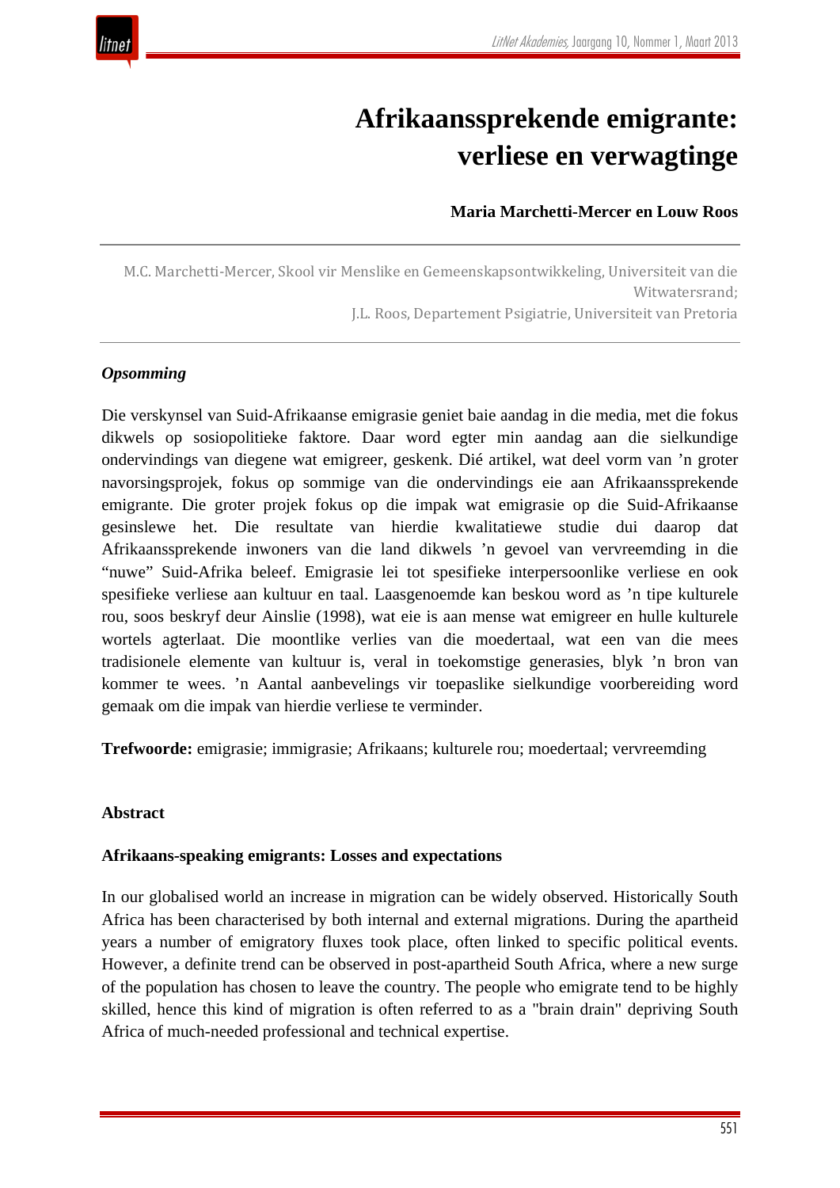# Afrikaanssprekende emigrante: verliese en verwagtinge

**Maria Marchetti-Mercer en Louw Roos**

M.C. Marchetti-Mercer, Skool vir Menslike en Gemeenskapsontwikkeling, Universiteit van die Witwatersrand;
J.L. Roos, Departement Psigiatrie, Universiteit van Pretoria

***Opsomming***

Die verskynsel van Suid-Afrikaanse emigrasie geniet baie aandag in die media, met die fokus dikwels op sosiopolitieke faktore. Daar word egter min aandag aan die sielkundige ondervindings van diegene wat emigreer, geskenk. Dié artikel, wat deel vorm van 'n groter navorsingsprojek, fokus op sommige van die ondervindings eie aan Afrikaanssprekende emigrante. Die groter projek fokus op die impak wat emigrasie op die Suid-Afrikaanse gesinslewe het. Die resultate van hierdie kwalitatiewe studie dui daarop dat Afrikaanssprekende inwoners van die land dikwels 'n gevoel van vervreemding in die "nuwe" Suid-Afrika beleef. Emigrasie lei tot spesifieke interpersoonlike verliese en ook spesifieke verliese aan kultuur en taal. Laasgenoemde kan beskou word as 'n tipe kulturele rou, soos beskryf deur Ainslie (1998), wat eie is aan mense wat emigreer en hulle kulturele wortels agterlaat. Die moontlike verlies van die moedertaal, wat een van die mees tradisionele elemente van kultuur is, veral in toekomstige generasies, blyk 'n bron van kommer te wees. 'n Aantal aanbevelings vir toepaslike sielkundige voorbereiding word gemaak om die impak van hierdie verliese te verminder.

**Trefwoorde:** emigrasie; immigrasie; Afrikaans; kulturele rou; moedertaal; vervreemding

**Abstract**

**Afrikaans-speaking emigrants: Losses and expectations**

In our globalised world an increase in migration can be widely observed. Historically South Africa has been characterised by both internal and external migrations. During the apartheid years a number of emigratory fluxes took place, often linked to specific political events. However, a definite trend can be observed in post-apartheid South Africa, where a new surge of the population has chosen to leave the country. The people who emigrate tend to be highly skilled, hence this kind of migration is often referred to as a "brain drain" depriving South Africa of much-needed professional and technical expertise.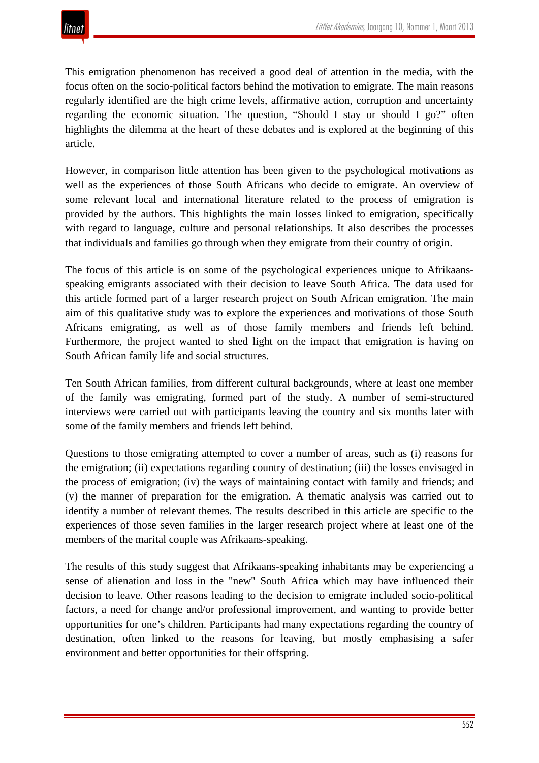This emigration phenomenon has received a good deal of attention in the media, with the focus often on the socio-political factors behind the motivation to emigrate. The main reasons regularly identified are the high crime levels, affirmative action, corruption and uncertainty regarding the economic situation. The question, "Should I stay or should I go?" often highlights the dilemma at the heart of these debates and is explored at the beginning of this article.

However, in comparison little attention has been given to the psychological motivations as well as the experiences of those South Africans who decide to emigrate. An overview of some relevant local and international literature related to the process of emigration is provided by the authors. This highlights the main losses linked to emigration, specifically with regard to language, culture and personal relationships. It also describes the processes that individuals and families go through when they emigrate from their country of origin.

The focus of this article is on some of the psychological experiences unique to Afrikaans-speaking emigrants associated with their decision to leave South Africa. The data used for this article formed part of a larger research project on South African emigration. The main aim of this qualitative study was to explore the experiences and motivations of those South Africans emigrating, as well as of those family members and friends left behind. Furthermore, the project wanted to shed light on the impact that emigration is having on South African family life and social structures.

Ten South African families, from different cultural backgrounds, where at least one member of the family was emigrating, formed part of the study. A number of semi-structured interviews were carried out with participants leaving the country and six months later with some of the family members and friends left behind.

Questions to those emigrating attempted to cover a number of areas, such as (i) reasons for the emigration; (ii) expectations regarding country of destination; (iii) the losses envisaged in the process of emigration; (iv) the ways of maintaining contact with family and friends; and (v) the manner of preparation for the emigration. A thematic analysis was carried out to identify a number of relevant themes. The results described in this article are specific to the experiences of those seven families in the larger research project where at least one of the members of the marital couple was Afrikaans-speaking.

The results of this study suggest that Afrikaans-speaking inhabitants may be experiencing a sense of alienation and loss in the "new" South Africa which may have influenced their decision to leave. Other reasons leading to the decision to emigrate included socio-political factors, a need for change and/or professional improvement, and wanting to provide better opportunities for one's children. Participants had many expectations regarding the country of destination, often linked to the reasons for leaving, but mostly emphasising a safer environment and better opportunities for their offspring.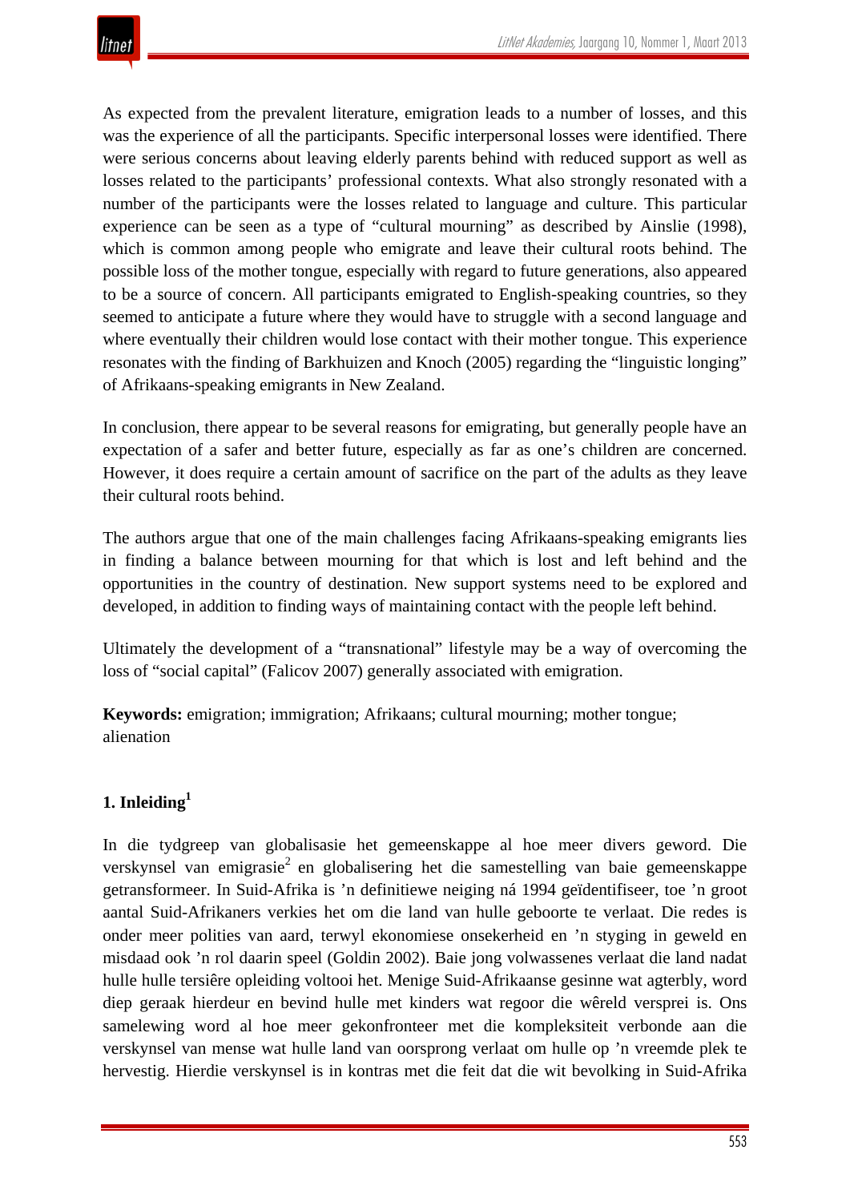As expected from the prevalent literature, emigration leads to a number of losses, and this was the experience of all the participants. Specific interpersonal losses were identified. There were serious concerns about leaving elderly parents behind with reduced support as well as losses related to the participants' professional contexts. What also strongly resonated with a number of the participants were the losses related to language and culture. This particular experience can be seen as a type of "cultural mourning" as described by Ainslie (1998), which is common among people who emigrate and leave their cultural roots behind. The possible loss of the mother tongue, especially with regard to future generations, also appeared to be a source of concern. All participants emigrated to English-speaking countries, so they seemed to anticipate a future where they would have to struggle with a second language and where eventually their children would lose contact with their mother tongue. This experience resonates with the finding of Barkhuizen and Knoch (2005) regarding the "linguistic longing" of Afrikaans-speaking emigrants in New Zealand.

In conclusion, there appear to be several reasons for emigrating, but generally people have an expectation of a safer and better future, especially as far as one's children are concerned. However, it does require a certain amount of sacrifice on the part of the adults as they leave their cultural roots behind.

The authors argue that one of the main challenges facing Afrikaans-speaking emigrants lies in finding a balance between mourning for that which is lost and left behind and the opportunities in the country of destination. New support systems need to be explored and developed, in addition to finding ways of maintaining contact with the people left behind.

Ultimately the development of a "transnational" lifestyle may be a way of overcoming the loss of "social capital" (Falicov 2007) generally associated with emigration.

**Keywords:** emigration; immigration; Afrikaans; cultural mourning; mother tongue; alienation

## 1. Inleiding[1]

In die tydgreep van globalisasie het gemeenskappe al hoe meer divers geword. Die verskynsel van emigrasie[2] en globalisering het die samestelling van baie gemeenskappe getransformeer. In Suid-Afrika is 'n definitiewe neiging ná 1994 geïdentifiseer, toe 'n groot aantal Suid-Afrikaners verkies het om die land van hulle geboorte te verlaat. Die redes is onder meer polities van aard, terwyl ekonomiese onsekerheid en 'n styging in geweld en misdaad ook 'n rol daarin speel (Goldin 2002). Baie jong volwassenes verlaat die land nadat hulle hulle tersiêre opleiding voltooi het. Menige Suid-Afrikaanse gesinne wat agterbly, word diep geraak hierdeur en bevind hulle met kinders wat regoor die wêreld versprei is. Ons samelewing word al hoe meer gekonfronteer met die kompleksiteit verbonde aan die verskynsel van mense wat hulle land van oorsprong verlaat om hulle op 'n vreemde plek te hervestig. Hierdie verskynsel is in kontras met die feit dat die wit bevolking in Suid-Afrika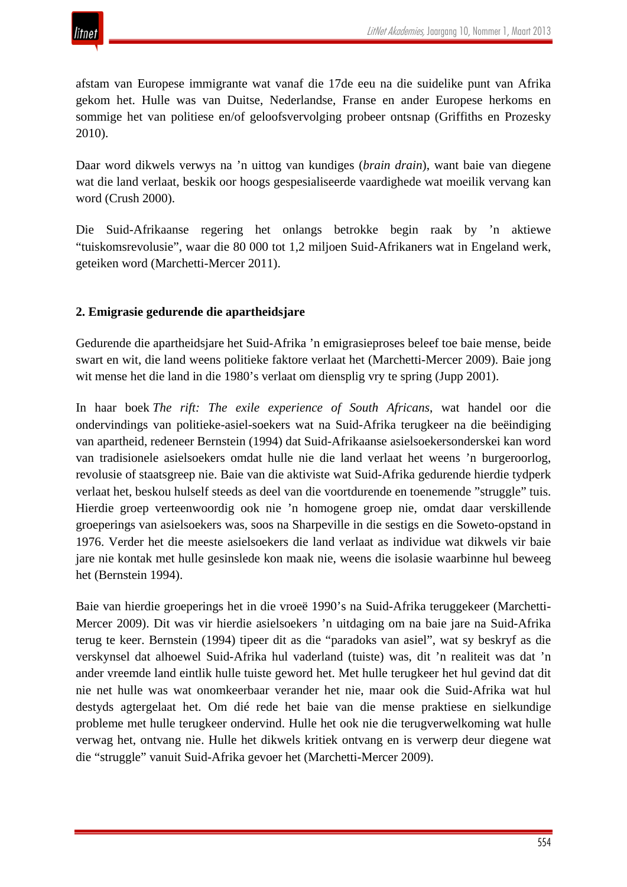afstam van Europese immigrante wat vanaf die 17de eeu na die suidelike punt van Afrika gekom het. Hulle was van Duitse, Nederlandse, Franse en ander Europese herkoms en sommige het van politiese en/of geloofsvervolging probeer ontsnap (Griffiths en Prozesky 2010).

Daar word dikwels verwys na ’n uittog van kundiges (*brain drain*), want baie van diegene wat die land verlaat, beskik oor hoogs gespesialiseerde vaardighede wat moeilik vervang kan word (Crush 2000).

Die Suid-Afrikaanse regering het onlangs betrokke begin raak by ’n aktiewe “tuiskomsrevolusie”, waar die 80 000 tot 1,2 miljoen Suid-Afrikaners wat in Engeland werk, geteiken word (Marchetti-Mercer 2011).

## 2. Emigrasie gedurende die apartheidsjare

Gedurende die apartheidsjare het Suid-Afrika ’n emigrasieproses beleef toe baie mense, beide swart en wit, die land weens politieke faktore verlaat het (Marchetti-Mercer 2009). Baie jong wit mense het die land in die 1980’s verlaat om diensplig vry te spring (Jupp 2001).

In haar boek *The rift: The exile experience of South Africans*, wat handel oor die ondervindings van politieke-asiel-soekers wat na Suid-Afrika terugkeer na die beëindiging van apartheid, redeneer Bernstein (1994) dat Suid-Afrikaanse asielsoekersonderskei kan word van tradisionele asielsoekers omdat hulle nie die land verlaat het weens ’n burgeroorlog, revolusie of staatsgreep nie. Baie van die aktiviste wat Suid-Afrika gedurende hierdie tydperk verlaat het, beskou hulself steeds as deel van die voortdurende en toenemende ”struggle” tuis. Hierdie groep verteenwoordig ook nie ’n homogene groep nie, omdat daar verskillende groeperings van asielsoekers was, soos na Sharpeville in die sestigs en die Soweto-opstand in 1976. Verder het die meeste asielsoekers die land verlaat as individue wat dikwels vir baie jare nie kontak met hulle gesinslede kon maak nie, weens die isolasie waarbinne hul beweeg het (Bernstein 1994).

Baie van hierdie groeperings het in die vroeë 1990’s na Suid-Afrika teruggekeer (Marchetti-Mercer 2009). Dit was vir hierdie asielsoekers ’n uitdaging om na baie jare na Suid-Afrika terug te keer. Bernstein (1994) tipeer dit as die “paradoks van asiel”, wat sy beskryf as die verskynsel dat alhoewel Suid-Afrika hul vaderland (tuiste) was, dit ’n realiteit was dat ’n ander vreemde land eintlik hulle tuiste geword het. Met hulle terugkeer het hul gevind dat dit nie net hulle was wat onomkeerbaar verander het nie, maar ook die Suid-Afrika wat hul destyds agtergelaat het. Om dié rede het baie van die mense praktiese en sielkundige probleme met hulle terugkeer ondervind. Hulle het ook nie die terugverwelkoming wat hulle verwag het, ontvang nie. Hulle het dikwels kritiek ontvang en is verwerp deur diegene wat die “struggle” vanuit Suid-Afrika gevoer het (Marchetti-Mercer 2009).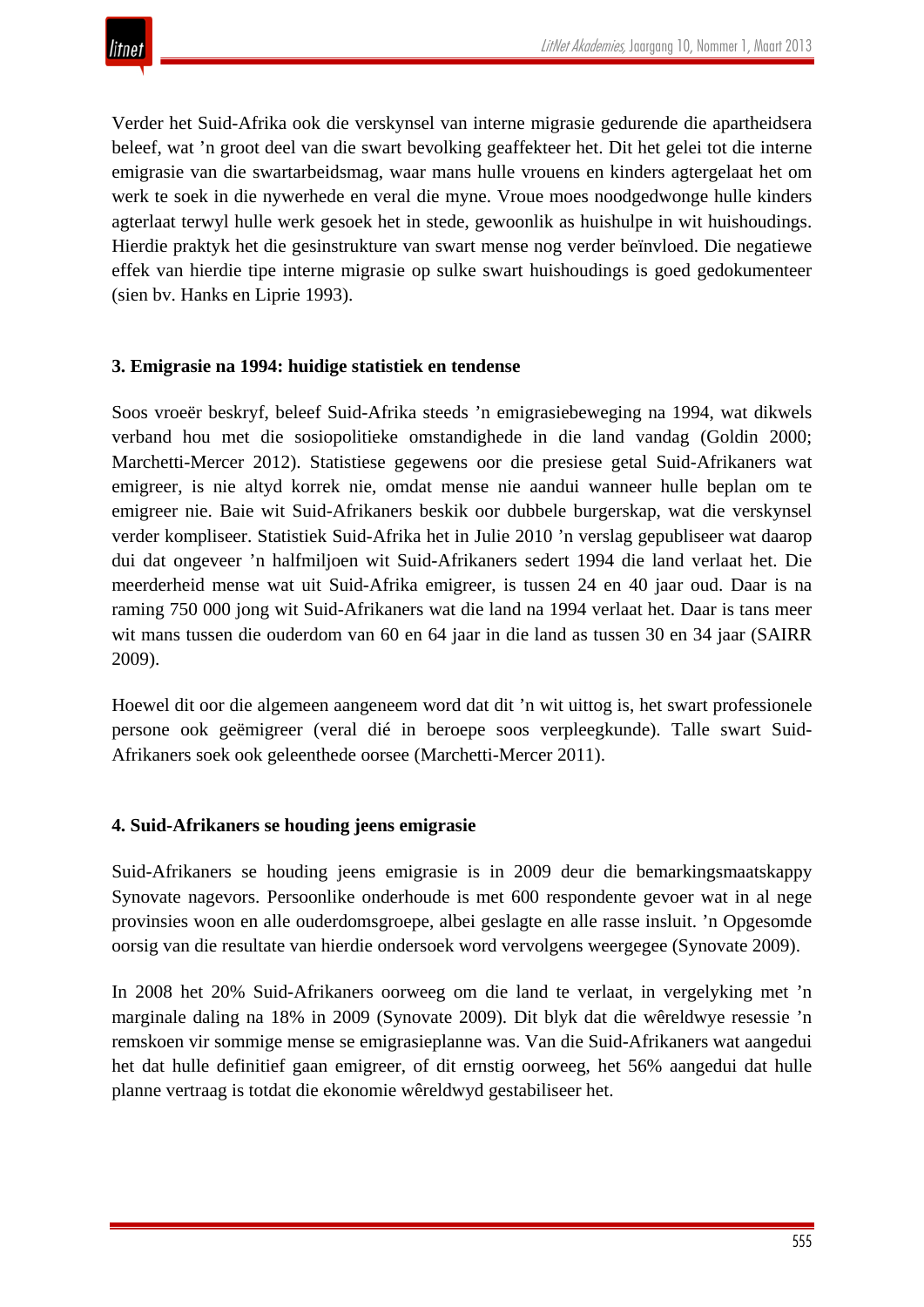Verder het Suid-Afrika ook die verskynsel van interne migrasie gedurende die apartheidsera beleef, wat ’n groot deel van die swart bevolking geaffekteer het. Dit het gelei tot die interne emigrasie van die swartarbeidsmag, waar mans hulle vrouens en kinders agtergelaat het om werk te soek in die nywerhede en veral die myne. Vroue moes noodgedwonge hulle kinders agterlaat terwyl hulle werk gesoek het in stede, gewoonlik as huishulpe in wit huishoudings. Hierdie praktyk het die gesinstrukture van swart mense nog verder beïnvloed. Die negatiewe effek van hierdie tipe interne migrasie op sulke swart huishoudings is goed gedokumenteer (sien bv. Hanks en Liprie 1993).

### 3. Emigrasie na 1994: huidige statistiek en tendense

Soos vroeër beskryf, beleef Suid-Afrika steeds ’n emigrasiebeweging na 1994, wat dikwels verband hou met die sosiopolitieke omstandighede in die land vandag (Goldin 2000; Marchetti-Mercer 2012). Statistiese gegewens oor die presiese getal Suid-Afrikaners wat emigreer, is nie altyd korrek nie, omdat mense nie aandui wanneer hulle beplan om te emigreer nie. Baie wit Suid-Afrikaners beskik oor dubbele burgerskap, wat die verskynsel verder kompliseer. Statistiek Suid-Afrika het in Julie 2010 ’n verslag gepubliseer wat daarop dui dat ongeveer ’n halfmiljoen wit Suid-Afrikaners sedert 1994 die land verlaat het. Die meerderheid mense wat uit Suid-Afrika emigreer, is tussen 24 en 40 jaar oud. Daar is na raming 750 000 jong wit Suid-Afrikaners wat die land na 1994 verlaat het. Daar is tans meer wit mans tussen die ouderdom van 60 en 64 jaar in die land as tussen 30 en 34 jaar (SAIRR 2009).

Hoewel dit oor die algemeen aangeneem word dat dit ’n wit uittog is, het swart professionele persone ook geëmigreer (veral dié in beroepe soos verpleegkunde). Talle swart Suid-Afrikaners soek ook geleenthede oorsee (Marchetti-Mercer 2011).

### 4. Suid-Afrikaners se houding jeens emigrasie

Suid-Afrikaners se houding jeens emigrasie is in 2009 deur die bemarkingsmaatskappy Synovate nagevors. Persoonlike onderhoude is met 600 respondente gevoer wat in al nege provinsies woon en alle ouderdomsgroepe, albei geslagte en alle rasse insluit. ’n Opgesomde oorsig van die resultate van hierdie ondersoek word vervolgens weergegee (Synovate 2009).

In 2008 het 20% Suid-Afrikaners oorweeg om die land te verlaat, in vergelyking met ’n marginale daling na 18% in 2009 (Synovate 2009). Dit blyk dat die wêreldwye resessie ’n remskoen vir sommige mense se emigrasieplanne was. Van die Suid-Afrikaners wat aangedui het dat hulle definitief gaan emigreer, of dit ernstig oorweeg, het 56% aangedui dat hulle planne vertraag is totdat die ekonomie wêreldwyd gestabiliseer het.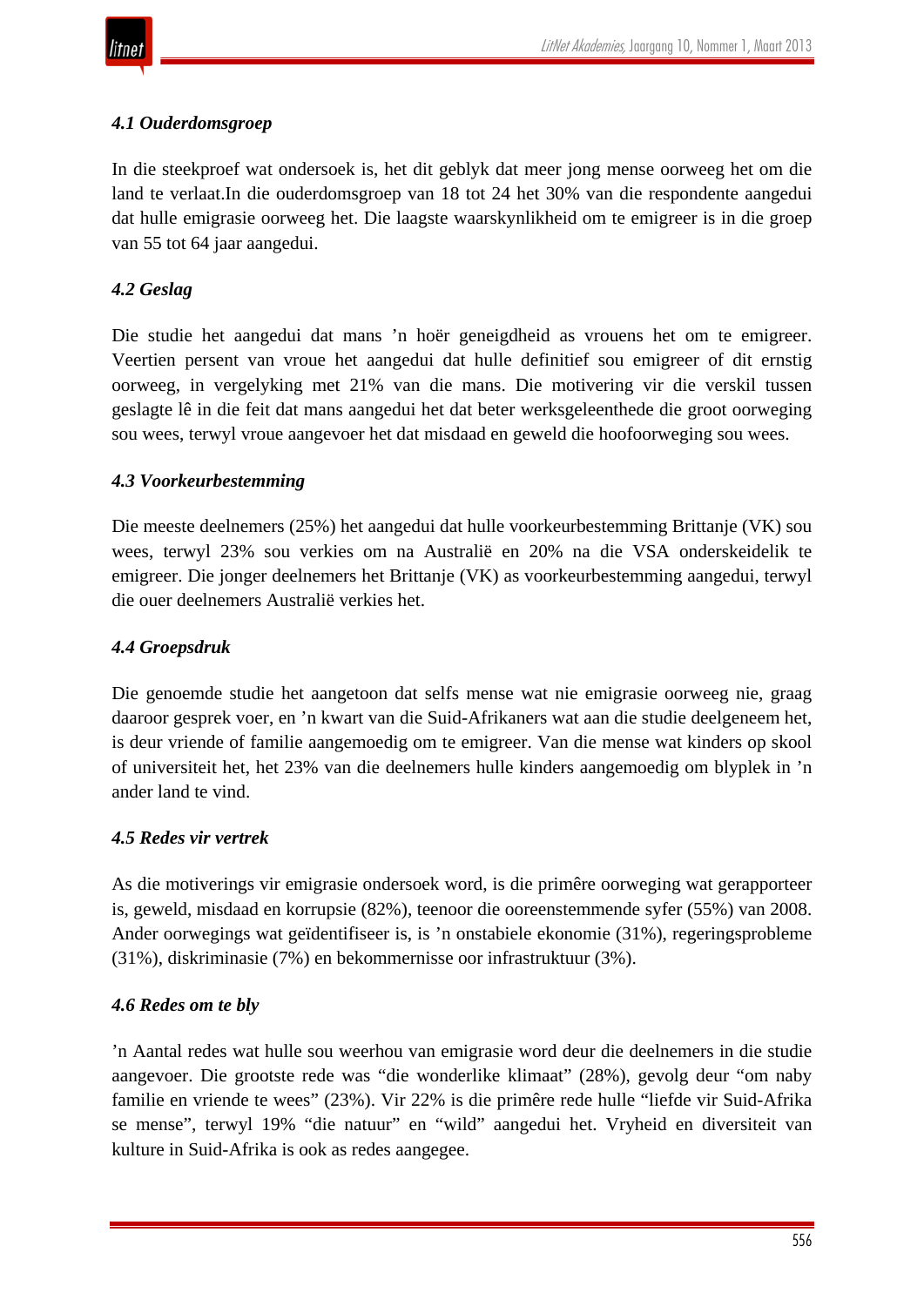### *4.1 Ouderdomsgroep*

In die steekproef wat ondersoek is, het dit geblyk dat meer jong mense oorweeg het om die land te verlaat.In die ouderdomsgroep van 18 tot 24 het 30% van die respondente aangedui dat hulle emigrasie oorweeg het. Die laagste waarskynlikheid om te emigreer is in die groep van 55 tot 64 jaar aangedui.

### *4.2 Geslag*

Die studie het aangedui dat mans ’n hoër geneigdheid as vrouens het om te emigreer. Veertien persent van vroue het aangedui dat hulle definitief sou emigreer of dit ernstig oorweeg, in vergelyking met 21% van die mans. Die motivering vir die verskil tussen geslagte lê in die feit dat mans aangedui het dat beter werksgeleenthede die groot oorweging sou wees, terwyl vroue aangevoer het dat misdaad en geweld die hoofoorweging sou wees.

### *4.3 Voorkeurbestemming*

Die meeste deelnemers (25%) het aangedui dat hulle voorkeurbestemming Brittanje (VK) sou wees, terwyl 23% sou verkies om na Australië en 20% na die VSA onderskeidelik te emigreer. Die jonger deelnemers het Brittanje (VK) as voorkeurbestemming aangedui, terwyl die ouer deelnemers Australië verkies het.

### *4.4 Groepsdruk*

Die genoemde studie het aangetoon dat selfs mense wat nie emigrasie oorweeg nie, graag daaroor gesprek voer, en ’n kwart van die Suid-Afrikaners wat aan die studie deelgeneem het, is deur vriende of familie aangemoedig om te emigreer. Van die mense wat kinders op skool of universiteit het, het 23% van die deelnemers hulle kinders aangemoedig om blyplek in ’n ander land te vind.

### *4.5 Redes vir vertrek*

As die motiverings vir emigrasie ondersoek word, is die primêre oorweging wat gerapporteer is, geweld, misdaad en korrupsie (82%), teenoor die ooreenstemmende syfer (55%) van 2008. Ander oorwegings wat geïdentifiseer is, is ’n onstabiele ekonomie (31%), regeringsprobleme (31%), diskriminasie (7%) en bekommernisse oor infrastruktuur (3%).

### *4.6 Redes om te bly*

’n Aantal redes wat hulle sou weerhou van emigrasie word deur die deelnemers in die studie aangevoer. Die grootste rede was “die wonderlike klimaat” (28%), gevolg deur “om naby familie en vriende te wees” (23%). Vir 22% is die primêre rede hulle “liefde vir Suid-Afrika se mense”, terwyl 19% “die natuur” en “wild” aangedui het. Vryheid en diversiteit van kulture in Suid-Afrika is ook as redes aangegee.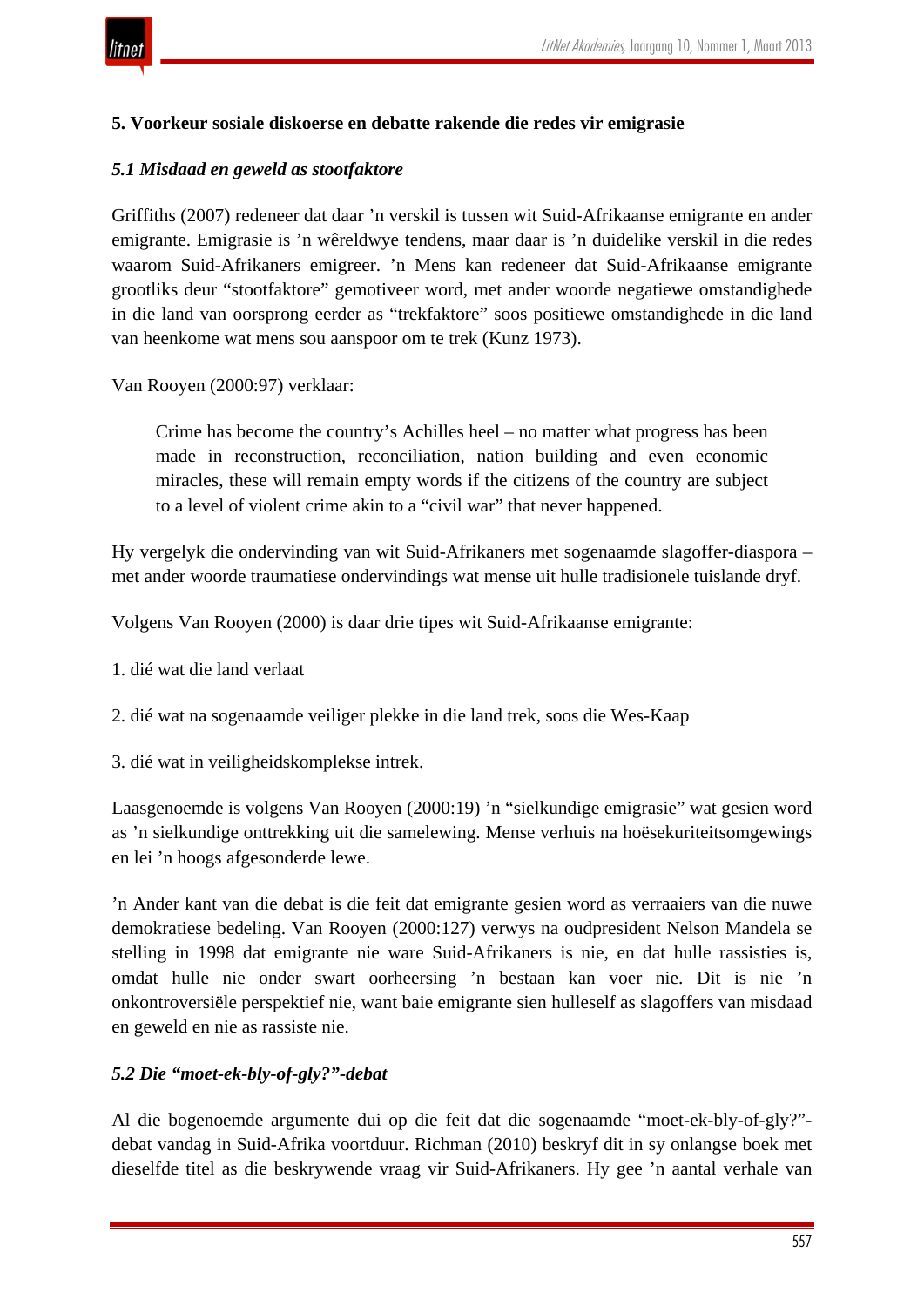## 5. Voorkeur sosiale diskoerse en debatte rakende die redes vir emigrasie

### *5.1 Misdaad en geweld as stootfaktore*

Griffiths (2007) redeneer dat daar ’n verskil is tussen wit Suid-Afrikaanse emigrante en ander emigrante. Emigrasie is ’n wêreldwye tendens, maar daar is ’n duidelike verskil in die redes waarom Suid-Afrikaners emigreer. ’n Mens kan redeneer dat Suid-Afrikaanse emigrante grootliks deur “stootfaktore” gemotiveer word, met ander woorde negatiewe omstandighede in die land van oorsprong eerder as “trekfaktore” soos positiewe omstandighede in die land van heenkome wat mens sou aanspoor om te trek (Kunz 1973).

Van Rooyen (2000:97) verklaar:

> Crime has become the country’s Achilles heel – no matter what progress has been made in reconstruction, reconciliation, nation building and even economic miracles, these will remain empty words if the citizens of the country are subject to a level of violent crime akin to a “civil war” that never happened.

Hy vergelyk die ondervinding van wit Suid-Afrikaners met sogenaamde slagoffer-diaspora – met ander woorde traumatiese ondervindings wat mense uit hulle tradisionele tuislande dryf.

Volgens Van Rooyen (2000) is daar drie tipes wit Suid-Afrikaanse emigrante:

1. dié wat die land verlaat

2. dié wat na sogenaamde veiliger plekke in die land trek, soos die Wes-Kaap

3. dié wat in veiligheidskomplekse intrek.

Laasgenoemde is volgens Van Rooyen (2000:19) ’n “sielkundige emigrasie” wat gesien word as ’n sielkundige onttrekking uit die samelewing. Mense verhuis na hoësekuriteitsomgewings en lei ’n hoogs afgesonderde lewe.

’n Ander kant van die debat is die feit dat emigrante gesien word as verraaiers van die nuwe demokratiese bedeling. Van Rooyen (2000:127) verwys na oudpresident Nelson Mandela se stelling in 1998 dat emigrante nie ware Suid-Afrikaners is nie, en dat hulle rassisties is, omdat hulle nie onder swart oorheersing ’n bestaan kan voer nie. Dit is nie ’n onkontroversiële perspektief nie, want baie emigrante sien hulleself as slagoffers van misdaad en geweld en nie as rassiste nie.

### *5.2 Die “moet-ek-bly-of-gly?”-debat*

Al die bogenoemde argumente dui op die feit dat die sogenaamde “moet-ek-bly-of-gly?”-debat vandag in Suid-Afrika voortduur. Richman (2010) beskryf dit in sy onlangse boek met dieselfde titel as die beskrywende vraag vir Suid-Afrikaners. Hy gee ’n aantal verhale van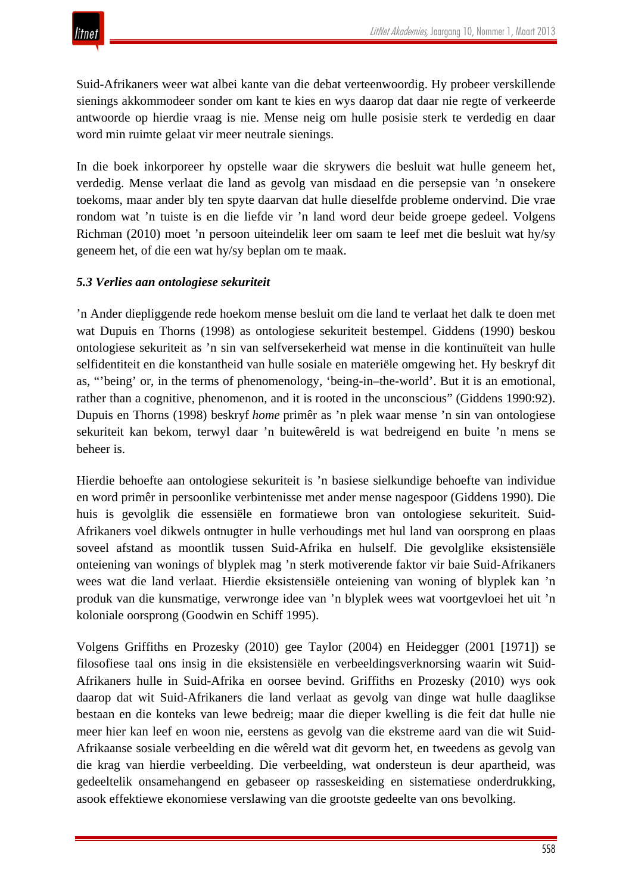Suid-Afrikaners weer wat albei kante van die debat verteenwoordig. Hy probeer verskillende sienings akkommodeer sonder om kant te kies en wys daarop dat daar nie regte of verkeerde antwoorde op hierdie vraag is nie. Mense neig om hulle posisie sterk te verdedig en daar word min ruimte gelaat vir meer neutrale sienings.

In die boek inkorporeer hy opstelle waar die skrywers die besluit wat hulle geneem het, verdedig. Mense verlaat die land as gevolg van misdaad en die persepsie van ’n onsekere toekoms, maar ander bly ten spyte daarvan dat hulle dieselfde probleme ondervind. Die vrae rondom wat ’n tuiste is en die liefde vir ’n land word deur beide groepe gedeel. Volgens Richman (2010) moet ’n persoon uiteindelik leer om saam te leef met die besluit wat hy/sy geneem het, of die een wat hy/sy beplan om te maak.

### *5.3 Verlies aan ontologiese sekuriteit*

’n Ander diepliggende rede hoekom mense besluit om die land te verlaat het dalk te doen met wat Dupuis en Thorns (1998) as ontologiese sekuriteit bestempel. Giddens (1990) beskou ontologiese sekuriteit as ’n sin van selfversekerheid wat mense in die kontinuïteit van hulle selfidentiteit en die konstantheid van hulle sosiale en materiële omgewing het. Hy beskryf dit as, “’being’ or, in the terms of phenomenology, ‘being-in–the-world’. But it is an emotional, rather than a cognitive, phenomenon, and it is rooted in the unconscious” (Giddens 1990:92). Dupuis en Thorns (1998) beskryf *home* primêr as ’n plek waar mense ’n sin van ontologiese sekuriteit kan bekom, terwyl daar ’n buitewêreld is wat bedreigend en buite ’n mens se beheer is.

Hierdie behoefte aan ontologiese sekuriteit is ’n basiese sielkundige behoefte van individue en word primêr in persoonlike verbintenisse met ander mense nagespoor (Giddens 1990). Die huis is gevolglik die essensiële en formatiewe bron van ontologiese sekuriteit. Suid-Afrikaners voel dikwels ontnugter in hulle verhoudings met hul land van oorsprong en plaas soveel afstand as moontlik tussen Suid-Afrika en hulself. Die gevolglike eksistensiële onteiening van wonings of blyplek mag ’n sterk motiverende faktor vir baie Suid-Afrikaners wees wat die land verlaat. Hierdie eksistensiële onteiening van woning of blyplek kan ’n produk van die kunsmatige, verwronge idee van ’n blyplek wees wat voortgevloei het uit ’n koloniale oorsprong (Goodwin en Schiff 1995).

Volgens Griffiths en Prozesky (2010) gee Taylor (2004) en Heidegger (2001 [1971]) se filosofiese taal ons insig in die eksistensiële en verbeeldingsverknorsing waarin wit Suid-Afrikaners hulle in Suid-Afrika en oorsee bevind. Griffiths en Prozesky (2010) wys ook daarop dat wit Suid-Afrikaners die land verlaat as gevolg van dinge wat hulle daaglikse bestaan en die konteks van lewe bedreig; maar die dieper kwelling is die feit dat hulle nie meer hier kan leef en woon nie, eerstens as gevolg van die ekstreme aard van die wit Suid-Afrikaanse sosiale verbeelding en die wêreld wat dit gevorm het, en tweedens as gevolg van die krag van hierdie verbeelding. Die verbeelding, wat ondersteun is deur apartheid, was gedeeltelik onsamehangend en gebaseer op rasseskeiding en sistematiese onderdrukking, asook effektiewe ekonomiese verslawing van die grootste gedeelte van ons bevolking.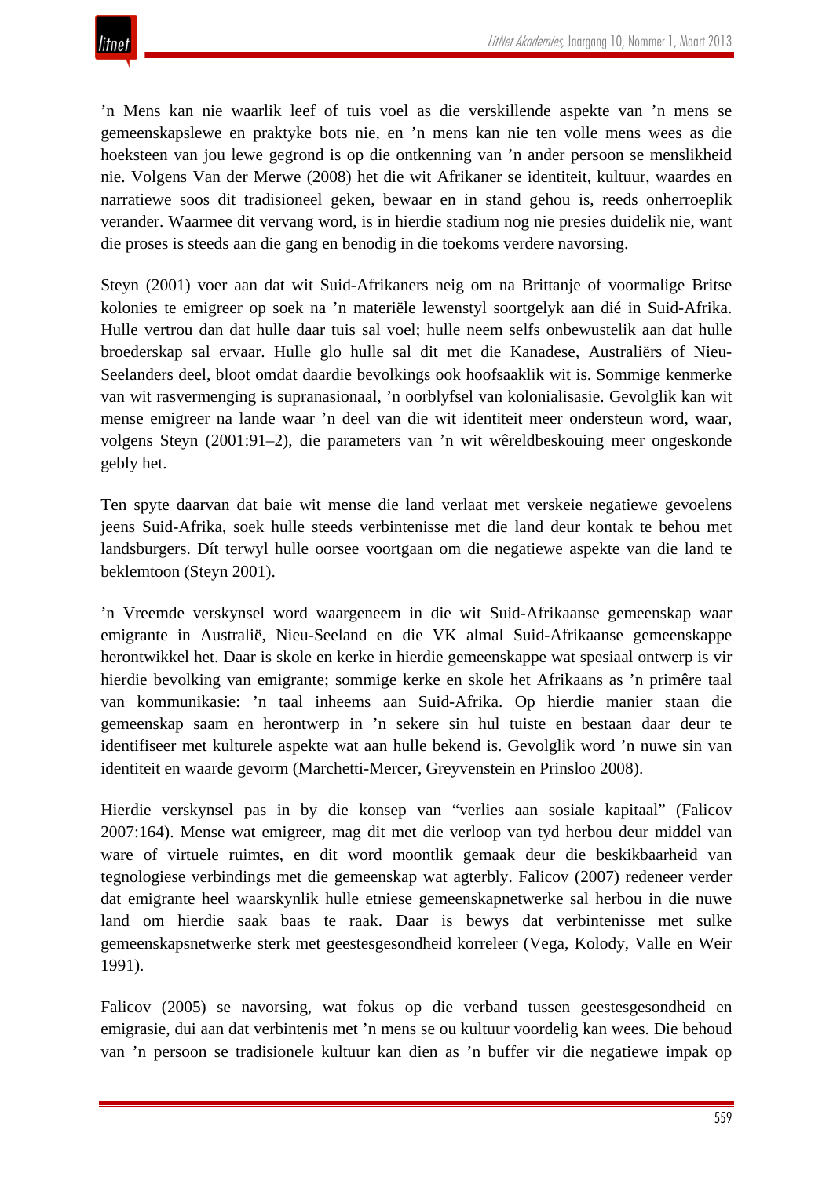’n Mens kan nie waarlik leef of tuis voel as die verskillende aspekte van ’n mens se gemeenskapslewe en praktyke bots nie, en ’n mens kan nie ten volle mens wees as die hoeksteen van jou lewe gegrond is op die ontkenning van ’n ander persoon se menslikheid nie. Volgens Van der Merwe (2008) het die wit Afrikaner se identiteit, kultuur, waardes en narratiewe soos dit tradisioneel geken, bewaar en in stand gehou is, reeds onherroeplik verander. Waarmee dit vervang word, is in hierdie stadium nog nie presies duidelik nie, want die proses is steeds aan die gang en benodig in die toekoms verdere navorsing.

Steyn (2001) voer aan dat wit Suid-Afrikaners neig om na Brittanje of voormalige Britse kolonies te emigreer op soek na ’n materiële lewenstyl soortgelyk aan dié in Suid-Afrika. Hulle vertrou dan dat hulle daar tuis sal voel; hulle neem selfs onbewustelik aan dat hulle broederskap sal ervaar. Hulle glo hulle sal dit met die Kanadese, Australiërs of Nieu-Seelanders deel, bloot omdat daardie bevolkings ook hoofsaaklik wit is. Sommige kenmerke van wit rasvermenging is supranasionaal, ’n oorblyfsel van kolonialisasie. Gevolglik kan wit mense emigreer na lande waar ’n deel van die wit identiteit meer ondersteun word, waar, volgens Steyn (2001:91–2), die parameters van ’n wit wêreldbeskouing meer ongeskonde gebly het.

Ten spyte daarvan dat baie wit mense die land verlaat met verskeie negatiewe gevoelens jeens Suid-Afrika, soek hulle steeds verbintenisse met die land deur kontak te behou met landsburgers. Dít terwyl hulle oorsee voortgaan om die negatiewe aspekte van die land te beklemtoon (Steyn 2001).

’n Vreemde verskynsel word waargeneem in die wit Suid-Afrikaanse gemeenskap waar emigrante in Australië, Nieu-Seeland en die VK almal Suid-Afrikaanse gemeenskappe herontwikkel het. Daar is skole en kerke in hierdie gemeenskappe wat spesiaal ontwerp is vir hierdie bevolking van emigrante; sommige kerke en skole het Afrikaans as ’n primêre taal van kommunikasie: ’n taal inheems aan Suid-Afrika. Op hierdie manier staan die gemeenskap saam en herontwerp in ’n sekere sin hul tuiste en bestaan daar deur te identifiseer met kulturele aspekte wat aan hulle bekend is. Gevolglik word ’n nuwe sin van identiteit en waarde gevorm (Marchetti-Mercer, Greyvenstein en Prinsloo 2008).

Hierdie verskynsel pas in by die konsep van “verlies aan sosiale kapitaal” (Falicov 2007:164). Mense wat emigreer, mag dit met die verloop van tyd herbou deur middel van ware of virtuele ruimtes, en dit word moontlik gemaak deur die beskikbaarheid van tegnologiese verbindings met die gemeenskap wat agterbly. Falicov (2007) redeneer verder dat emigrante heel waarskynlik hulle etniese gemeenskapnetwerke sal herbou in die nuwe land om hierdie saak baas te raak. Daar is bewys dat verbintenisse met sulke gemeenskapsnetwerke sterk met geestesgesondheid korreleer (Vega, Kolody, Valle en Weir 1991).

Falicov (2005) se navorsing, wat fokus op die verband tussen geestesgesondheid en emigrasie, dui aan dat verbintenis met ’n mens se ou kultuur voordelig kan wees. Die behoud van ’n persoon se tradisionele kultuur kan dien as ’n buffer vir die negatiewe impak op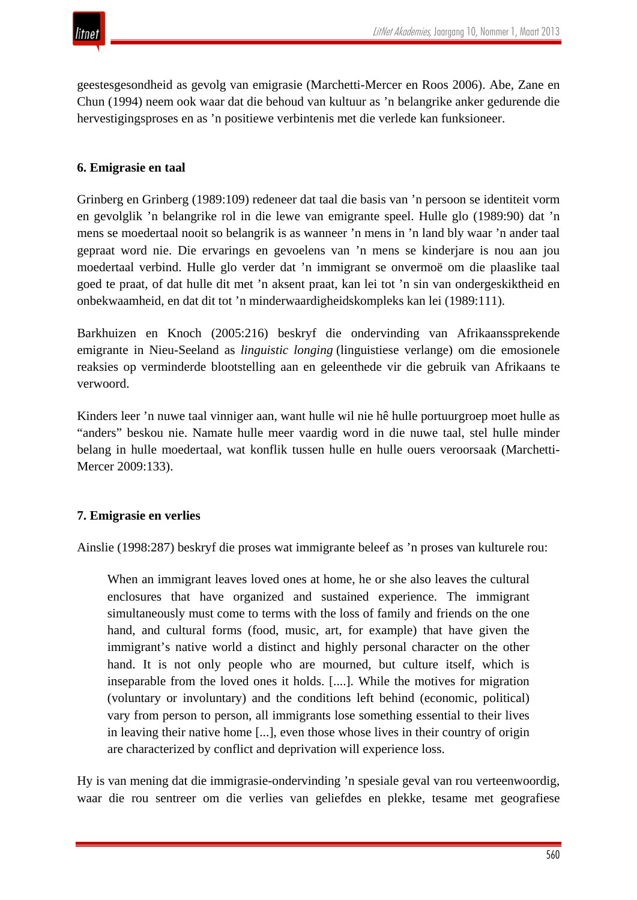geestesgesondheid as gevolg van emigrasie (Marchetti-Mercer en Roos 2006). Abe, Zane en Chun (1994) neem ook waar dat die behoud van kultuur as ’n belangrike anker gedurende die hervestigingsproses en as ’n positiewe verbintenis met die verlede kan funksioneer.

### 6. Emigrasie en taal

Grinberg en Grinberg (1989:109) redeneer dat taal die basis van ’n persoon se identiteit vorm en gevolglik ’n belangrike rol in die lewe van emigrante speel. Hulle glo (1989:90) dat ’n mens se moedertaal nooit so belangrik is as wanneer ’n mens in ’n land bly waar ’n ander taal gepraat word nie. Die ervarings en gevoelens van ’n mens se kinderjare is nou aan jou moedertaal verbind. Hulle glo verder dat ’n immigrant se onvermoë om die plaaslike taal goed te praat, of dat hulle dit met ’n aksent praat, kan lei tot ’n sin van ondergeskiktheid en onbekwaamheid, en dat dit tot ’n minderwaardigheidskompleks kan lei (1989:111).

Barkhuizen en Knoch (2005:216) beskryf die ondervinding van Afrikaanssprekende emigrante in Nieu-Seeland as *linguistic longing* (linguistiese verlange) om die emosionele reaksies op verminderde blootstelling aan en geleenthede vir die gebruik van Afrikaans te verwoord.

Kinders leer ’n nuwe taal vinniger aan, want hulle wil nie hê hulle portuurgroep moet hulle as “anders” beskou nie. Namate hulle meer vaardig word in die nuwe taal, stel hulle minder belang in hulle moedertaal, wat konflik tussen hulle en hulle ouers veroorsaak (Marchetti-Mercer 2009:133).

### 7. Emigrasie en verlies

Ainslie (1998:287) beskryf die proses wat immigrante beleef as ’n proses van kulturele rou:

> When an immigrant leaves loved ones at home, he or she also leaves the cultural enclosures that have organized and sustained experience. The immigrant simultaneously must come to terms with the loss of family and friends on the one hand, and cultural forms (food, music, art, for example) that have given the immigrant’s native world a distinct and highly personal character on the other hand. It is not only people who are mourned, but culture itself, which is inseparable from the loved ones it holds. [....]. While the motives for migration (voluntary or involuntary) and the conditions left behind (economic, political) vary from person to person, all immigrants lose something essential to their lives in leaving their native home [...], even those whose lives in their country of origin are characterized by conflict and deprivation will experience loss.

Hy is van mening dat die immigrasie-ondervinding ’n spesiale geval van rou verteenwoordig, waar die rou sentreer om die verlies van geliefdes en plekke, tesame met geografiese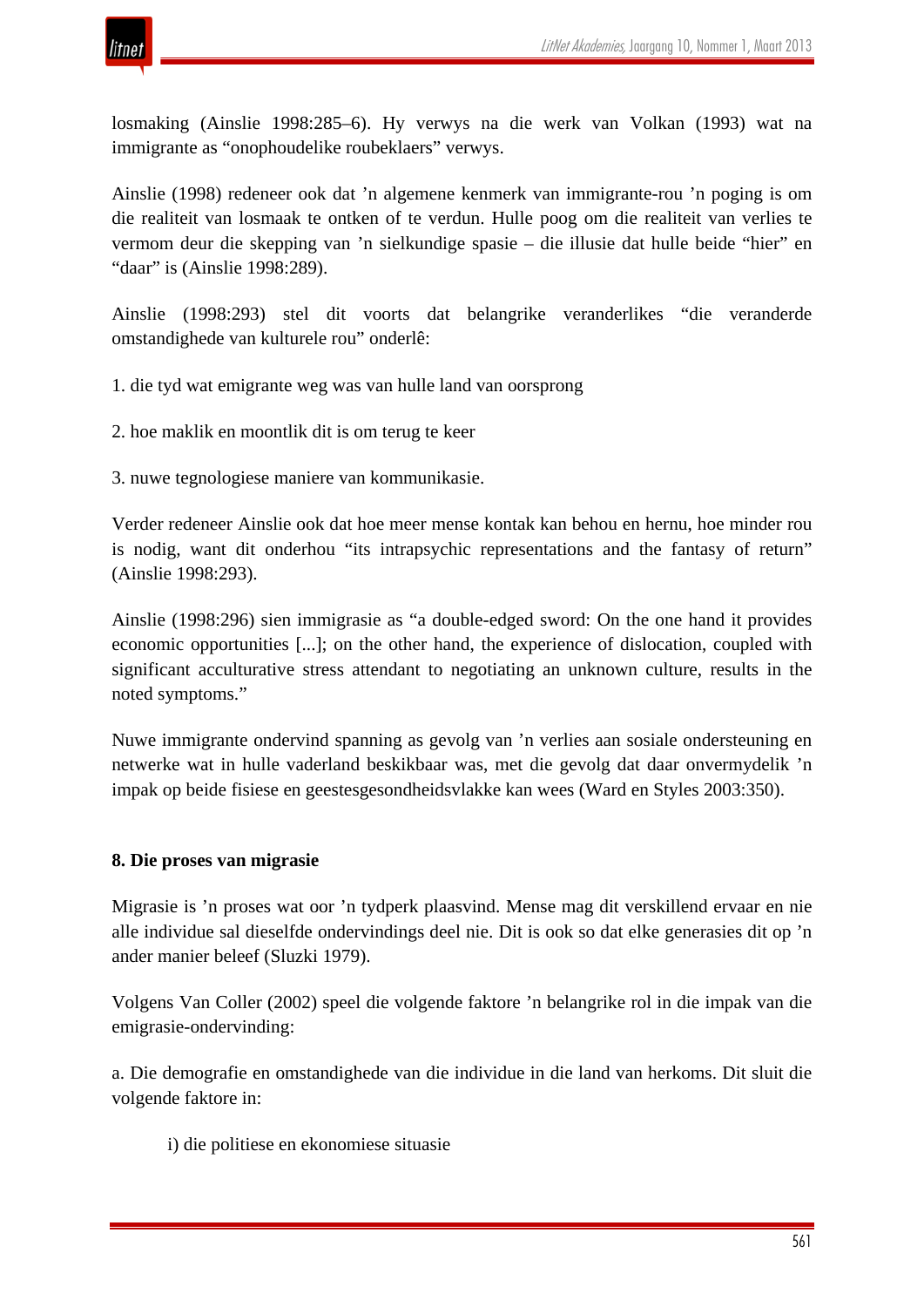losmaking (Ainslie 1998:285–6). Hy verwys na die werk van Volkan (1993) wat na immigrante as "onophoudelike roubeklaers" verwys.

Ainslie (1998) redeneer ook dat 'n algemene kenmerk van immigrante-rou 'n poging is om die realiteit van losmaak te ontken of te verdun. Hulle poog om die realiteit van verlies te vermom deur die skepping van 'n sielkundige spasie – die illusie dat hulle beide "hier" en "daar" is (Ainslie 1998:289).

Ainslie (1998:293) stel dit voorts dat belangrike veranderlikes "die veranderde omstandighede van kulturele rou" onderlê:

1. die tyd wat emigrante weg was van hulle land van oorsprong

2. hoe maklik en moontlik dit is om terug te keer

3. nuwe tegnologiese maniere van kommunikasie.

Verder redeneer Ainslie ook dat hoe meer mense kontak kan behou en hernu, hoe minder rou is nodig, want dit onderhou "its intrapsychic representations and the fantasy of return" (Ainslie 1998:293).

Ainslie (1998:296) sien immigrasie as "a double-edged sword: On the one hand it provides economic opportunities [...]; on the other hand, the experience of dislocation, coupled with significant acculturative stress attendant to negotiating an unknown culture, results in the noted symptoms."

Nuwe immigrante ondervind spanning as gevolg van 'n verlies aan sosiale ondersteuning en netwerke wat in hulle vaderland beskikbaar was, met die gevolg dat daar onvermydelik 'n impak op beide fisiese en geestesgesondheidsvlakke kan wees (Ward en Styles 2003:350).

## 8. Die proses van migrasie

Migrasie is 'n proses wat oor 'n tydperk plaasvind. Mense mag dit verskillend ervaar en nie alle individue sal dieselfde ondervindings deel nie. Dit is ook so dat elke generasies dit op 'n ander manier beleef (Sluzki 1979).

Volgens Van Coller (2002) speel die volgende faktore 'n belangrike rol in die impak van die emigrasie-ondervinding:

a. Die demografie en omstandighede van die individue in die land van herkoms. Dit sluit die volgende faktore in:

   i) die politiese en ekonomiese situasie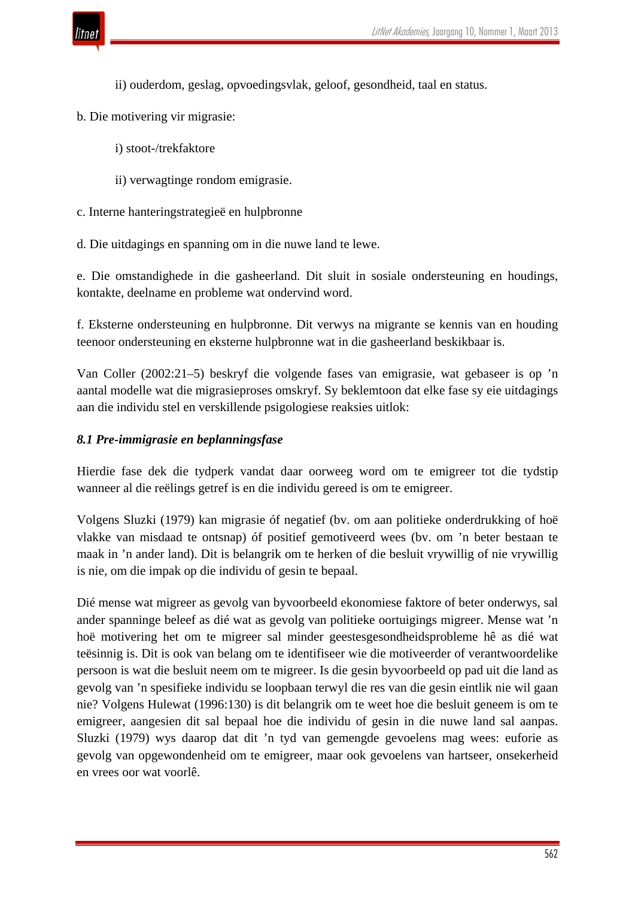ii) ouderdom, geslag, opvoedingsvlak, geloof, gesondheid, taal en status.

b. Die motivering vir migrasie:

i) stoot-/trekfaktore

ii) verwagtinge rondom emigrasie.

c. Interne hanteringstrategieë en hulpbronne

d. Die uitdagings en spanning om in die nuwe land te lewe.

e. Die omstandighede in die gasheerland. Dit sluit in sosiale ondersteuning en houdings, kontakte, deelname en probleme wat ondervind word.

f. Eksterne ondersteuning en hulpbronne. Dit verwys na migrante se kennis van en houding teenoor ondersteuning en eksterne hulpbronne wat in die gasheerland beskikbaar is.

Van Coller (2002:21–5) beskryf die volgende fases van emigrasie, wat gebaseer is op ’n aantal modelle wat die migrasieproses omskryf. Sy beklemtoon dat elke fase sy eie uitdagings aan die individu stel en verskillende psigologiese reaksies uitlok:

### *8.1 Pre-immigrasie en beplanningsfase*

Hierdie fase dek die tydperk vandat daar oorweeg word om te emigreer tot die tydstip wanneer al die reëlings getref is en die individu gereed is om te emigreer.

Volgens Sluzki (1979) kan migrasie óf negatief (bv. om aan politieke onderdrukking of hoë vlakke van misdaad te ontsnap) óf positief gemotiveerd wees (bv. om ’n beter bestaan te maak in ’n ander land). Dit is belangrik om te herken of die besluit vrywillig of nie vrywillig is nie, om die impak op die individu of gesin te bepaal.

Dié mense wat migreer as gevolg van byvoorbeeld ekonomiese faktore of beter onderwys, sal ander spanninge beleef as dié wat as gevolg van politieke oortuigings migreer. Mense wat ’n hoë motivering het om te migreer sal minder geestesgesondheidsprobleme hê as dié wat teësinnig is. Dit is ook van belang om te identifiseer wie die motiveerder of verantwoordelike persoon is wat die besluit neem om te migreer. Is die gesin byvoorbeeld op pad uit die land as gevolg van ’n spesifieke individu se loopbaan terwyl die res van die gesin eintlik nie wil gaan nie? Volgens Hulewat (1996:130) is dit belangrik om te weet hoe die besluit geneem is om te emigreer, aangesien dit sal bepaal hoe die individu of gesin in die nuwe land sal aanpas. Sluzki (1979) wys daarop dat dit ’n tyd van gemengde gevoelens mag wees: euforie as gevolg van opgewondenheid om te emigreer, maar ook gevoelens van hartseer, onsekerheid en vrees oor wat voorlê.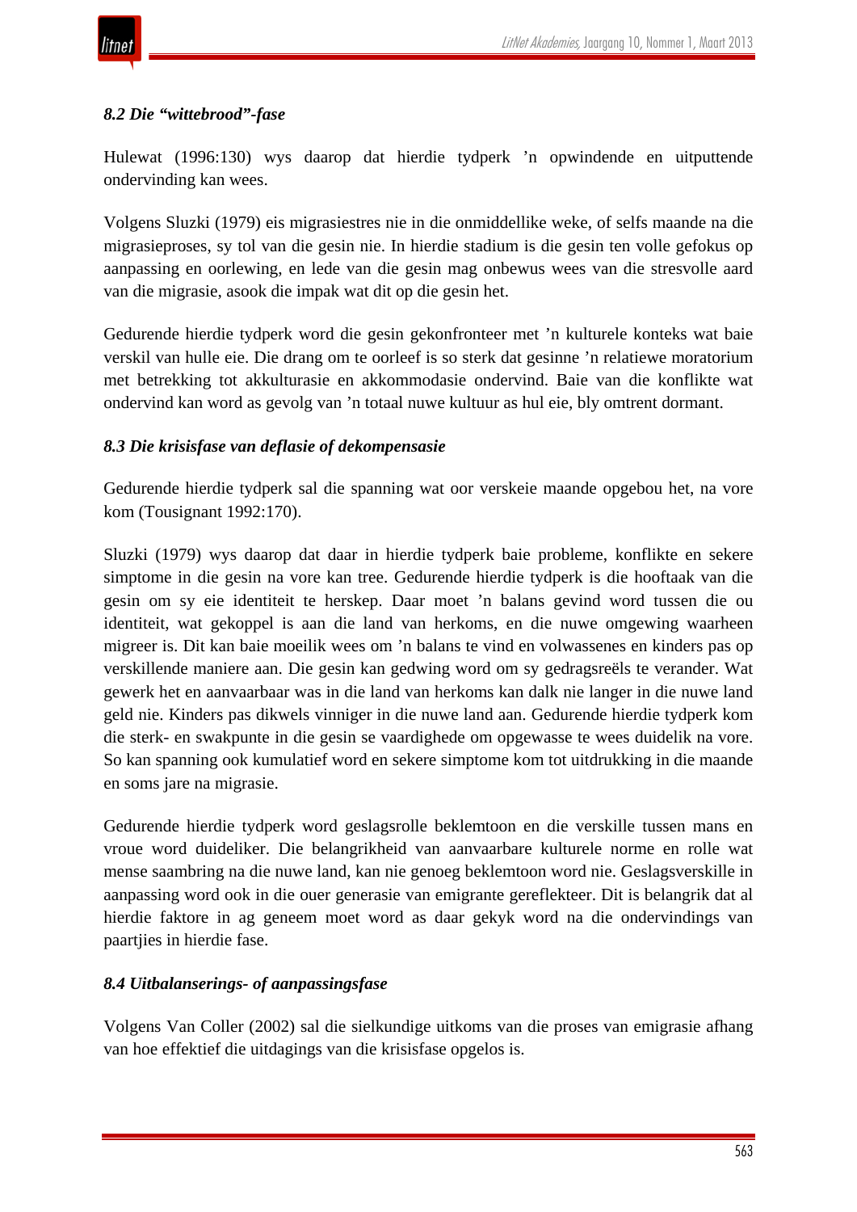### *8.2 Die "wittebrood"-fase*

Hulewat (1996:130) wys daarop dat hierdie tydperk 'n opwindende en uitputtende ondervinding kan wees.

Volgens Sluzki (1979) eis migrasiestres nie in die onmiddellike weke, of selfs maande na die migrasieproses, sy tol van die gesin nie. In hierdie stadium is die gesin ten volle gefokus op aanpassing en oorlewing, en lede van die gesin mag onbewus wees van die stresvolle aard van die migrasie, asook die impak wat dit op die gesin het.

Gedurende hierdie tydperk word die gesin gekonfronteer met 'n kulturele konteks wat baie verskil van hulle eie. Die drang om te oorleef is so sterk dat gesinne 'n relatiewe moratorium met betrekking tot akkulturasie en akkommodasie ondervind. Baie van die konflikte wat ondervind kan word as gevolg van 'n totaal nuwe kultuur as hul eie, bly omtrent dormant.

### *8.3 Die krisisfase van deflasie of dekompensasie*

Gedurende hierdie tydperk sal die spanning wat oor verskeie maande opgebou het, na vore kom (Tousignant 1992:170).

Sluzki (1979) wys daarop dat daar in hierdie tydperk baie probleme, konflikte en sekere simptome in die gesin na vore kan tree. Gedurende hierdie tydperk is die hooftaak van die gesin om sy eie identiteit te herskep. Daar moet 'n balans gevind word tussen die ou identiteit, wat gekoppel is aan die land van herkoms, en die nuwe omgewing waarheen migreer is. Dit kan baie moeilik wees om 'n balans te vind en volwassenes en kinders pas op verskillende maniere aan. Die gesin kan gedwing word om sy gedragsreëls te verander. Wat gewerk het en aanvaarbaar was in die land van herkoms kan dalk nie langer in die nuwe land geld nie. Kinders pas dikwels vinniger in die nuwe land aan. Gedurende hierdie tydperk kom die sterk- en swakpunte in die gesin se vaardighede om opgewasse te wees duidelik na vore. So kan spanning ook kumulatief word en sekere simptome kom tot uitdrukking in die maande en soms jare na migrasie.

Gedurende hierdie tydperk word geslagsrolle beklemtoon en die verskille tussen mans en vroue word duideliker. Die belangrikheid van aanvaarbare kulturele norme en rolle wat mense saambring na die nuwe land, kan nie genoeg beklemtoon word nie. Geslagsverskille in aanpassing word ook in die ouer generasie van emigrante gereflekteer. Dit is belangrik dat al hierdie faktore in ag geneem moet word as daar gekyk word na die ondervindings van paartjies in hierdie fase.

### *8.4 Uitbalanserings- of aanpassingsfase*

Volgens Van Coller (2002) sal die sielkundige uitkoms van die proses van emigrasie afhang van hoe effektief die uitdagings van die krisisfase opgelos is.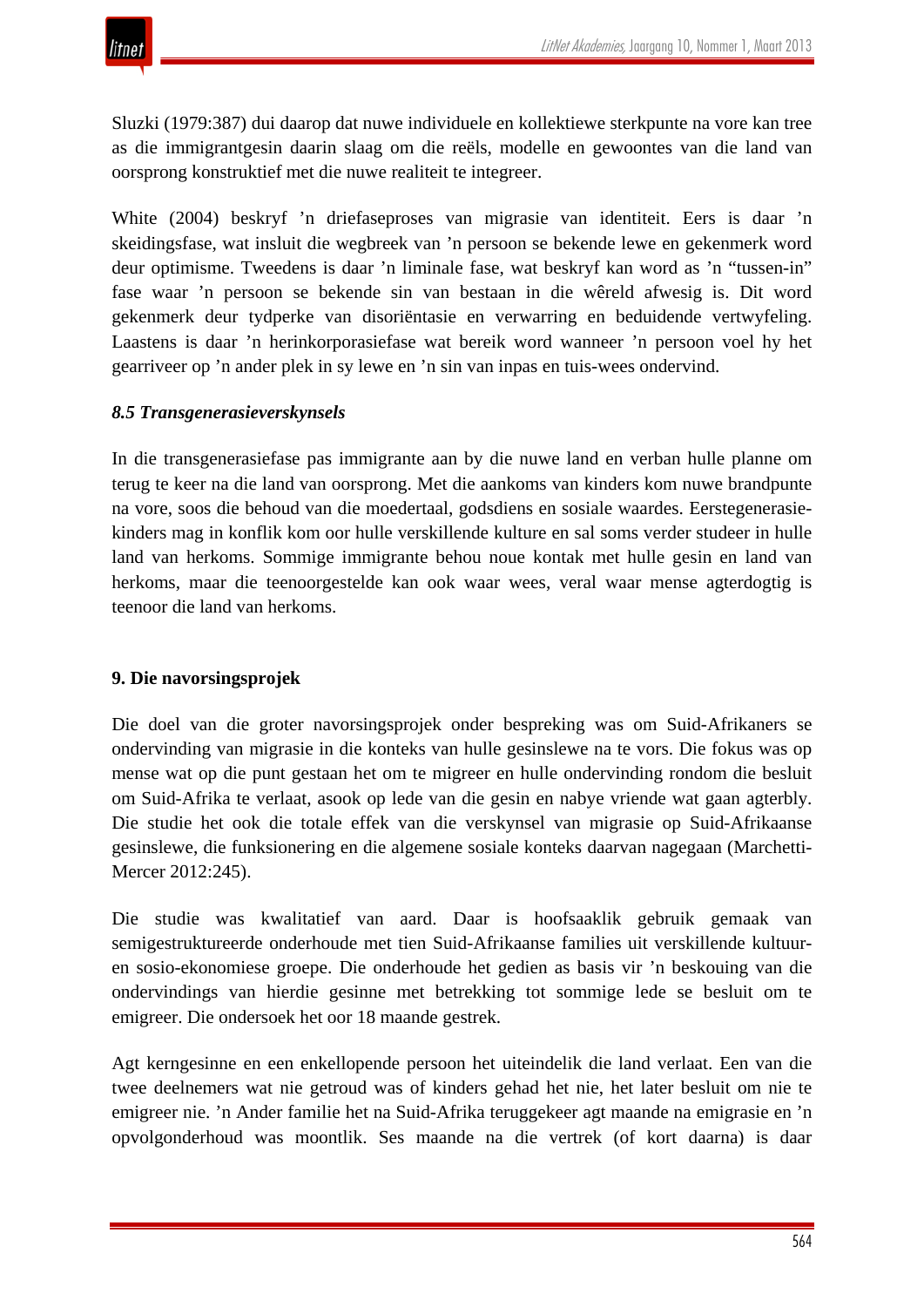Sluzki (1979:387) dui daarop dat nuwe individuele en kollektiewe sterkpunte na vore kan tree as die immigrantgesin daarin slaag om die reëls, modelle en gewoontes van die land van oorsprong konstruktief met die nuwe realiteit te integreer.

White (2004) beskryf ’n driefaseproses van migrasie van identiteit. Eers is daar ’n skeidingsfase, wat insluit die wegbreek van ’n persoon se bekende lewe en gekenmerk word deur optimisme. Tweedens is daar ’n liminale fase, wat beskryf kan word as ’n “tussen-in” fase waar ’n persoon se bekende sin van bestaan in die wêreld afwesig is. Dit word gekenmerk deur tydperke van disoriëntasie en verwarring en beduidende vertwyfeling. Laastens is daar ’n herinkorporasiefase wat bereik word wanneer ’n persoon voel hy het gearriveer op ’n ander plek in sy lewe en ’n sin van inpas en tuis-wees ondervind.

### *8.5 Transgenerasieverskynsels*

In die transgenerasiefase pas immigrante aan by die nuwe land en verban hulle planne om terug te keer na die land van oorsprong. Met die aankoms van kinders kom nuwe brandpunte na vore, soos die behoud van die moedertaal, godsdiens en sosiale waardes. Eerstegenerasiekinders mag in konflik kom oor hulle verskillende kulture en sal soms verder studeer in hulle land van herkoms. Sommige immigrante behou noue kontak met hulle gesin en land van herkoms, maar die teenoorgestelde kan ook waar wees, veral waar mense agterdogtig is teenoor die land van herkoms.

## 9. Die navorsingsprojek

Die doel van die groter navorsingsprojek onder bespreking was om Suid-Afrikaners se ondervinding van migrasie in die konteks van hulle gesinslewe na te vors. Die fokus was op mense wat op die punt gestaan het om te migreer en hulle ondervinding rondom die besluit om Suid-Afrika te verlaat, asook op lede van die gesin en nabye vriende wat gaan agterbly. Die studie het ook die totale effek van die verskynsel van migrasie op Suid-Afrikaanse gesinslewe, die funksionering en die algemene sosiale konteks daarvan nagegaan (Marchetti-Mercer 2012:245).

Die studie was kwalitatief van aard. Daar is hoofsaaklik gebruik gemaak van semigestruktureerde onderhoude met tien Suid-Afrikaanse families uit verskillende kultuur- en sosio-ekonomiese groepe. Die onderhoude het gedien as basis vir ’n beskouing van die ondervindings van hierdie gesinne met betrekking tot sommige lede se besluit om te emigreer. Die ondersoek het oor 18 maande gestrek.

Agt kerngesinne en een enkellopende persoon het uiteindelik die land verlaat. Een van die twee deelnemers wat nie getroud was of kinders gehad het nie, het later besluit om nie te emigreer nie. ’n Ander familie het na Suid-Afrika teruggekeer agt maande na emigrasie en ’n opvolgonderhoud was moontlik. Ses maande na die vertrek (of kort daarna) is daar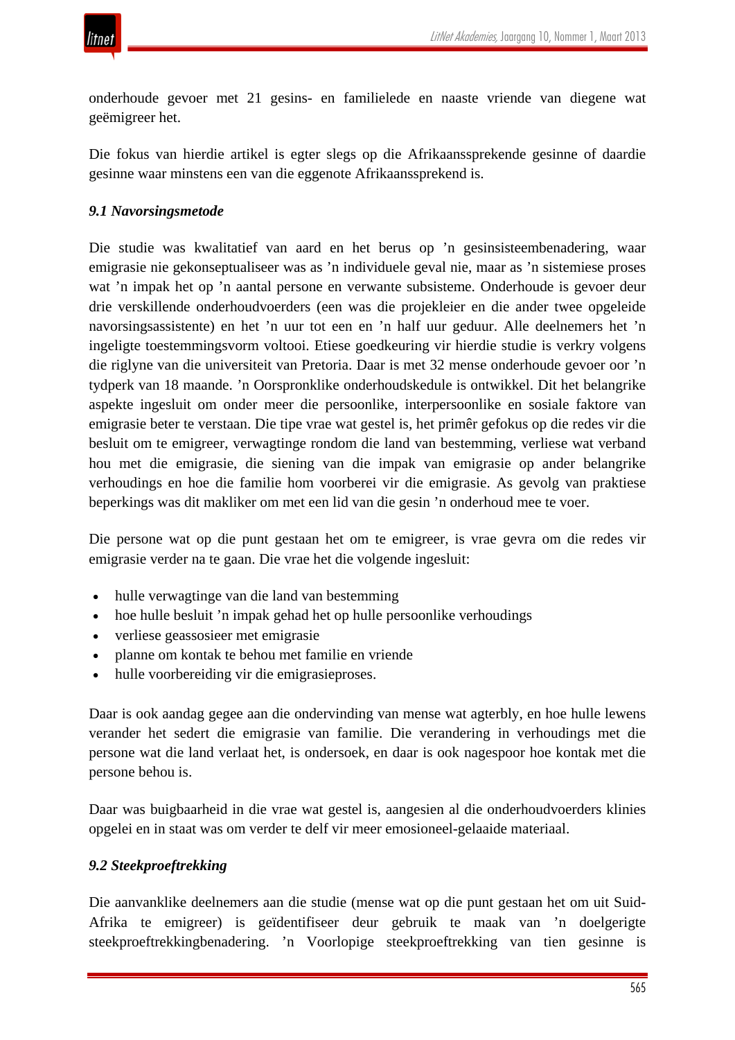onderhoude gevoer met 21 gesins- en familielede en naaste vriende van diegene wat geëmigreer het.

Die fokus van hierdie artikel is egter slegs op die Afrikaanssprekende gesinne of daardie gesinne waar minstens een van die eggenote Afrikaanssprekend is.

### *9.1 Navorsingsmetode*

Die studie was kwalitatief van aard en het berus op ’n gesinsisteembenadering, waar emigrasie nie gekonseptualiseer was as ’n individuele geval nie, maar as ’n sistemiese proses wat ’n impak het op ’n aantal persone en verwante subsisteme. Onderhoude is gevoer deur drie verskillende onderhoudvoerders (een was die projekleier en die ander twee opgeleide navorsingsassistente) en het ’n uur tot een en ’n half uur geduur. Alle deelnemers het ’n ingeligte toestemmingsvorm voltooi. Etiese goedkeuring vir hierdie studie is verkry volgens die riglyne van die universiteit van Pretoria. Daar is met 32 mense onderhoude gevoer oor ’n tydperk van 18 maande. ’n Oorspronklike onderhoudskedule is ontwikkel. Dit het belangrike aspekte ingesluit om onder meer die persoonlike, interpersoonlike en sosiale faktore van emigrasie beter te verstaan. Die tipe vrae wat gestel is, het primêr gefokus op die redes vir die besluit om te emigreer, verwagtinge rondom die land van bestemming, verliese wat verband hou met die emigrasie, die siening van die impak van emigrasie op ander belangrike verhoudings en hoe die familie hom voorberei vir die emigrasie. As gevolg van praktiese beperkings was dit makliker om met een lid van die gesin ’n onderhoud mee te voer.

Die persone wat op die punt gestaan het om te emigreer, is vrae gevra om die redes vir emigrasie verder na te gaan. Die vrae het die volgende ingesluit:

- hulle verwagtinge van die land van bestemming
- hoe hulle besluit ’n impak gehad het op hulle persoonlike verhoudings
- verliese geassosieer met emigrasie
- planne om kontak te behou met familie en vriende
- hulle voorbereiding vir die emigrasieproses.

Daar is ook aandag gegee aan die ondervinding van mense wat agterbly, en hoe hulle lewens verander het sedert die emigrasie van familie. Die verandering in verhoudings met die persone wat die land verlaat het, is ondersoek, en daar is ook nagespoor hoe kontak met die persone behou is.

Daar was buigbaarheid in die vrae wat gestel is, aangesien al die onderhoudvoerders klinies opgelei en in staat was om verder te delf vir meer emosioneel-gelaaide materiaal.

### *9.2 Steekproeftrekking*

Die aanvanklike deelnemers aan die studie (mense wat op die punt gestaan het om uit Suid-Afrika te emigreer) is geïdentifiseer deur gebruik te maak van ’n doelgerigte steekproeftrekkingbenadering. ’n Voorlopige steekproeftrekking van tien gesinne is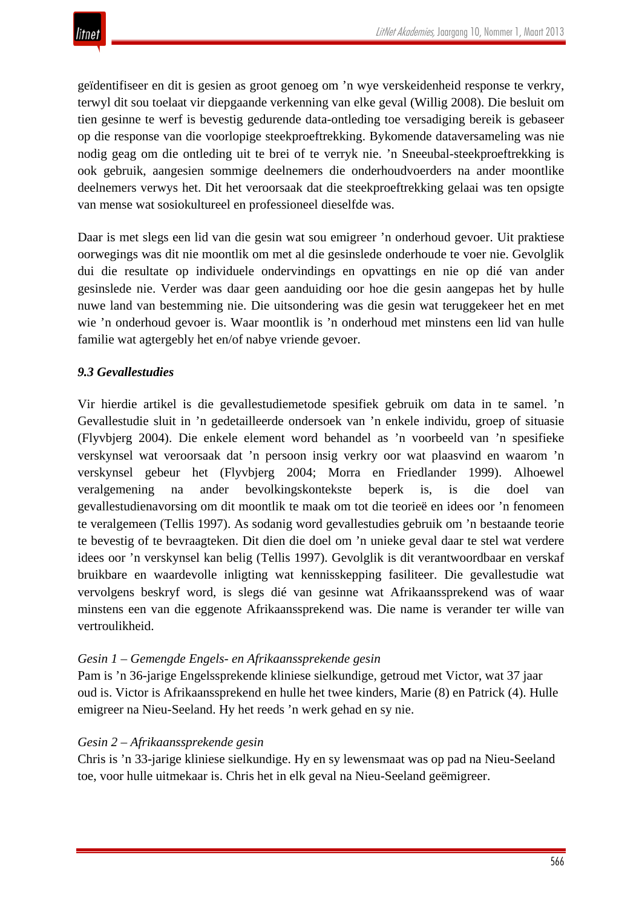geïdentifiseer en dit is gesien as groot genoeg om ’n wye verskeidenheid response te verkry, terwyl dit sou toelaat vir diepgaande verkenning van elke geval (Willig 2008). Die besluit om tien gesinne te werf is bevestig gedurende data-ontleding toe versadiging bereik is gebaseer op die response van die voorlopige steekproeftrekking. Bykomende dataversameling was nie nodig geag om die ontleding uit te brei of te verryk nie. ’n Sneeubal-steekproeftrekking is ook gebruik, aangesien sommige deelnemers die onderhoudvoerders na ander moontlike deelnemers verwys het. Dit het veroorsaak dat die steekproeftrekking gelaai was ten opsigte van mense wat sosiokultureel en professioneel dieselfde was.

Daar is met slegs een lid van die gesin wat sou emigreer ’n onderhoud gevoer. Uit praktiese oorwegings was dit nie moontlik om met al die gesinslede onderhoude te voer nie. Gevolglik dui die resultate op individuele ondervindings en opvattings en nie op dié van ander gesinslede nie. Verder was daar geen aanduiding oor hoe die gesin aangepas het by hulle nuwe land van bestemming nie. Die uitsondering was die gesin wat teruggekeer het en met wie ’n onderhoud gevoer is. Waar moontlik is ’n onderhoud met minstens een lid van hulle familie wat agtergebly het en/of nabye vriende gevoer.

### *9.3 Gevallestudies*

Vir hierdie artikel is die gevallestudiemetode spesifiek gebruik om data in te samel. ’n Gevallestudie sluit in ’n gedetailleerde ondersoek van ’n enkele individu, groep of situasie (Flyvbjerg 2004). Die enkele element word behandel as ’n voorbeeld van ’n spesifieke verskynsel wat veroorsaak dat ’n persoon insig verkry oor wat plaasvind en waarom ’n verskynsel gebeur het (Flyvbjerg 2004; Morra en Friedlander 1999). Alhoewel veralgemening na ander bevolkingskontekste beperk is, is die doel van gevallestudienavorsing om dit moontlik te maak om tot die teorieë en idees oor ’n fenomeen te veralgemeen (Tellis 1997). As sodanig word gevallestudies gebruik om ’n bestaande teorie te bevestig of te bevraagteken. Dit dien die doel om ’n unieke geval daar te stel wat verdere idees oor ’n verskynsel kan belig (Tellis 1997). Gevolglik is dit verantwoordbaar en verskaf bruikbare en waardevolle inligting wat kennisskepping fasiliteer. Die gevallestudie wat vervolgens beskryf word, is slegs dié van gesinne wat Afrikaanssprekend was of waar minstens een van die eggenote Afrikaanssprekend was. Die name is verander ter wille van vertroulikheid.

*Gesin 1 – Gemengde Engels- en Afrikaanssprekende gesin*

Pam is ’n 36-jarige Engelssprekende kliniese sielkundige, getroud met Victor, wat 37 jaar oud is. Victor is Afrikaanssprekend en hulle het twee kinders, Marie (8) en Patrick (4). Hulle emigreer na Nieu-Seeland. Hy het reeds ’n werk gehad en sy nie.

*Gesin 2 – Afrikaanssprekende gesin*

Chris is ’n 33-jarige kliniese sielkundige. Hy en sy lewensmaat was op pad na Nieu-Seeland toe, voor hulle uitmekaar is. Chris het in elk geval na Nieu-Seeland geëmigreer.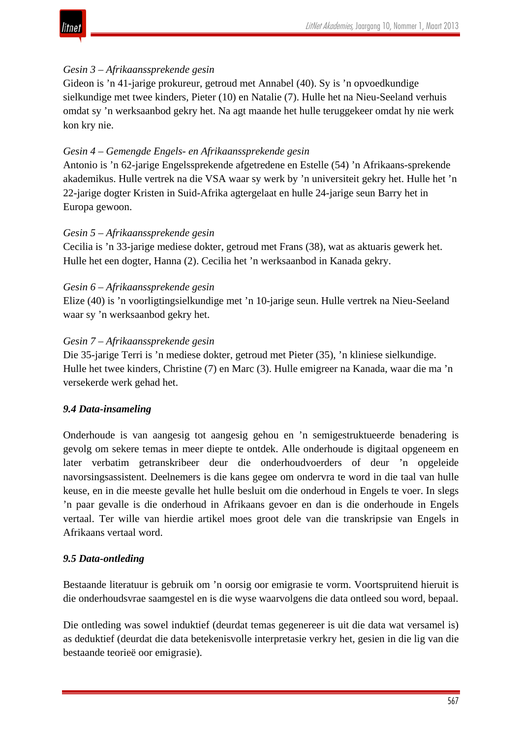*Gesin 3 – Afrikaanssprekende gesin*

Gideon is ’n 41-jarige prokureur, getroud met Annabel (40). Sy is ’n opvoedkundige sielkundige met twee kinders, Pieter (10) en Natalie (7). Hulle het na Nieu-Seeland verhuis omdat sy ’n werksaanbod gekry het. Na agt maande het hulle teruggekeer omdat hy nie werk kon kry nie.

*Gesin 4 – Gemengde Engels- en Afrikaanssprekende gesin*

Antonio is ’n 62-jarige Engelssprekende afgetredene en Estelle (54) ’n Afrikaans-sprekende akademikus. Hulle vertrek na die VSA waar sy werk by ’n universiteit gekry het. Hulle het ’n 22-jarige dogter Kristen in Suid-Afrika agtergelaat en hulle 24-jarige seun Barry het in Europa gewoon.

*Gesin 5 – Afrikaanssprekende gesin*

Cecilia is ’n 33-jarige mediese dokter, getroud met Frans (38), wat as aktuaris gewerk het. Hulle het een dogter, Hanna (2). Cecilia het ’n werksaanbod in Kanada gekry.

*Gesin 6 – Afrikaanssprekende gesin*

Elize (40) is ’n voorligtingsielkundige met ’n 10-jarige seun. Hulle vertrek na Nieu-Seeland waar sy ’n werksaanbod gekry het.

*Gesin 7 – Afrikaanssprekende gesin*

Die 35-jarige Terri is ’n mediese dokter, getroud met Pieter (35), ’n kliniese sielkundige. Hulle het twee kinders, Christine (7) en Marc (3). Hulle emigreer na Kanada, waar die ma ’n versekerde werk gehad het.

### *9.4 Data-insameling*

Onderhoude is van aangesig tot aangesig gehou en ’n semigestruktueerde benadering is gevolg om sekere temas in meer diepte te ontdek. Alle onderhoude is digitaal opgeneem en later verbatim getranskribeer deur die onderhoudvoerders of deur ’n opgeleide navorsingsassistent. Deelnemers is die kans gegee om ondervra te word in die taal van hulle keuse, en in die meeste gevalle het hulle besluit om die onderhoud in Engels te voer. In slegs ’n paar gevalle is die onderhoud in Afrikaans gevoer en dan is die onderhoude in Engels vertaal. Ter wille van hierdie artikel moes groot dele van die transkripsie van Engels in Afrikaans vertaal word.

### *9.5 Data-ontleding*

Bestaande literatuur is gebruik om ’n oorsig oor emigrasie te vorm. Voortspruitend hieruit is die onderhoudsvrae saamgestel en is die wyse waarvolgens die data ontleed sou word, bepaal.

Die ontleding was sowel induktief (deurdat temas gegenereer is uit die data wat versamel is) as deduktief (deurdat die data betekenisvolle interpretasie verkry het, gesien in die lig van die bestaande teorieë oor emigrasie).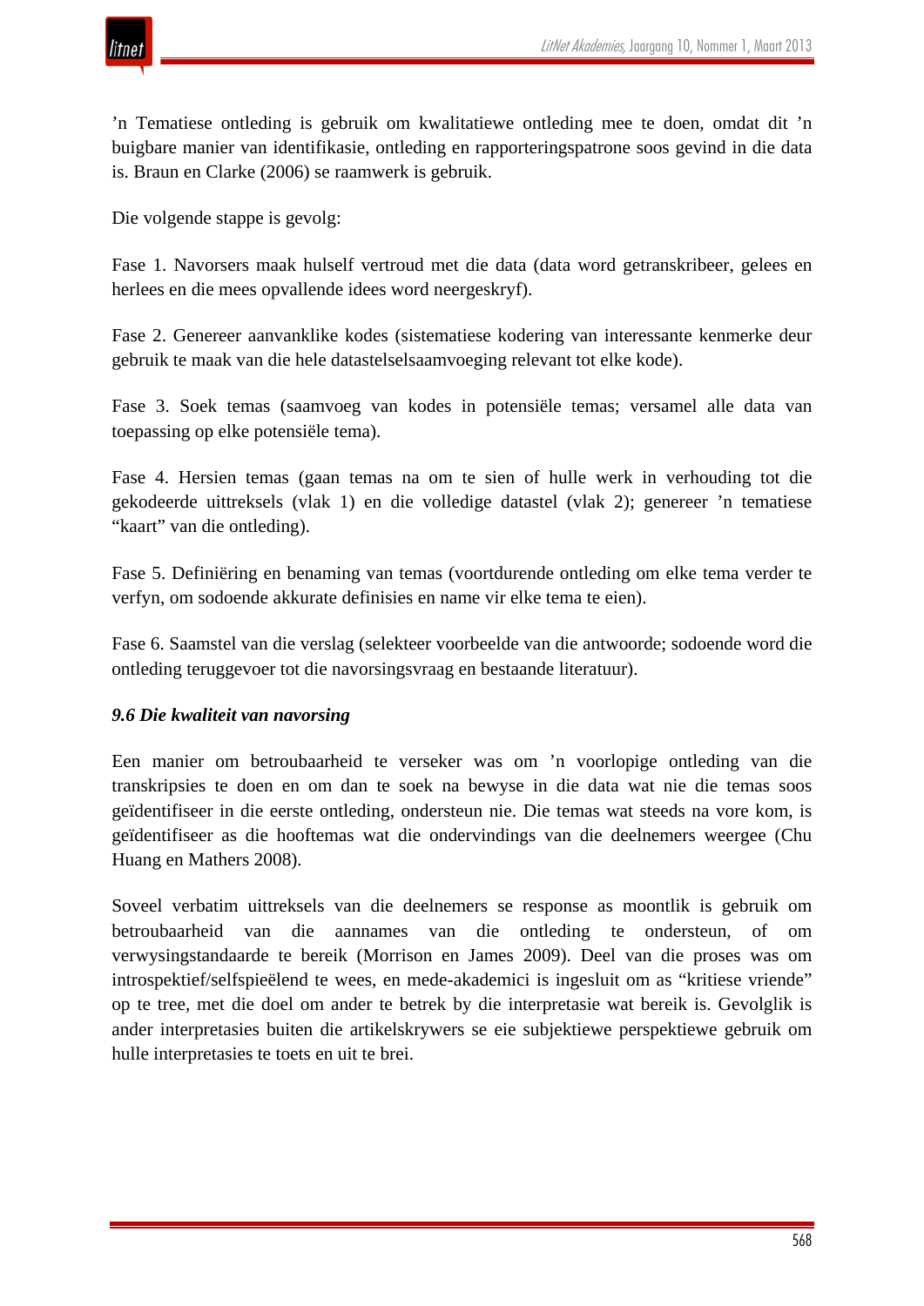’n Tematiese ontleding is gebruik om kwalitatiewe ontleding mee te doen, omdat dit ’n buigbare manier van identifikasie, ontleding en rapporteringspatrone soos gevind in die data is. Braun en Clarke (2006) se raamwerk is gebruik.

Die volgende stappe is gevolg:

Fase 1. Navorsers maak hulself vertroud met die data (data word getranskribeer, gelees en herlees en die mees opvallende idees word neergeskryf).

Fase 2. Genereer aanvanklike kodes (sistematiese kodering van interessante kenmerke deur gebruik te maak van die hele datastelselsaamvoeging relevant tot elke kode).

Fase 3. Soek temas (saamvoeg van kodes in potensiële temas; versamel alle data van toepassing op elke potensiële tema).

Fase 4. Hersien temas (gaan temas na om te sien of hulle werk in verhouding tot die gekodeerde uittreksels (vlak 1) en die volledige datastel (vlak 2); genereer ’n tematiese “kaart” van die ontleding).

Fase 5. Definiëring en benaming van temas (voortdurende ontleding om elke tema verder te verfyn, om sodoende akkurate definisies en name vir elke tema te eien).

Fase 6. Saamstel van die verslag (selekteer voorbeelde van die antwoorde; sodoende word die ontleding teruggevoer tot die navorsingsvraag en bestaande literatuur).

### *9.6 Die kwaliteit van navorsing*

Een manier om betroubaarheid te verseker was om ’n voorlopige ontleding van die transkripsies te doen en om dan te soek na bewyse in die data wat nie die temas soos geïdentifiseer in die eerste ontleding, ondersteun nie. Die temas wat steeds na vore kom, is geïdentifiseer as die hooftemas wat die ondervindings van die deelnemers weergee (Chu Huang en Mathers 2008).

Soveel verbatim uittreksels van die deelnemers se response as moontlik is gebruik om betroubaarheid van die aannames van die ontleding te ondersteun, of om verwysingstandaarde te bereik (Morrison en James 2009). Deel van die proses was om introspektief/selfspieëlend te wees, en mede-akademici is ingesluit om as “kritiese vriende” op te tree, met die doel om ander te betrek by die interpretasie wat bereik is. Gevolglik is ander interpretasies buiten die artikelskrywers se eie subjektiewe perspektiewe gebruik om hulle interpretasies te toets en uit te brei.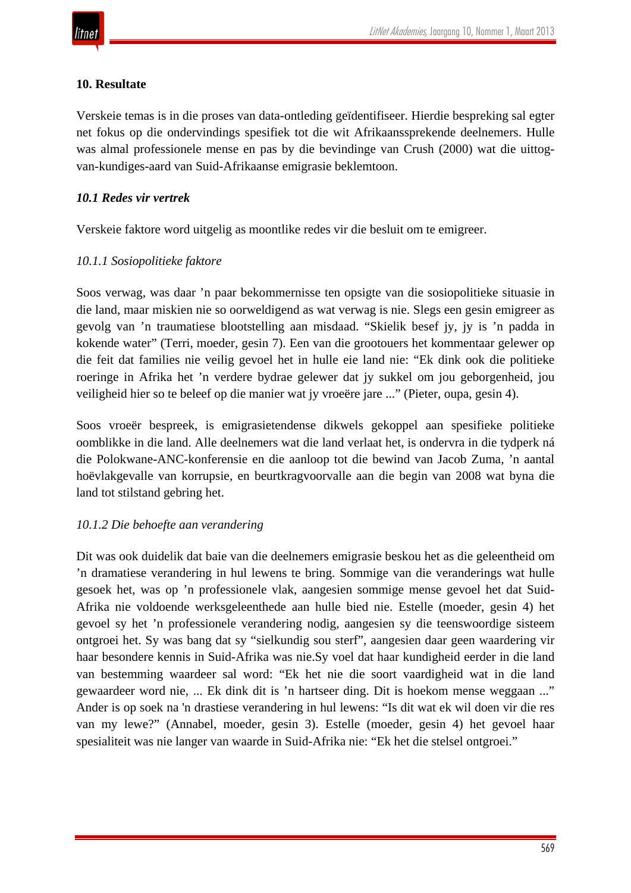## 10. Resultate

Verskeie temas is in die proses van data-ontleding geïdentifiseer. Hierdie bespreking sal egter net fokus op die ondervindings spesifiek tot die wit Afrikaanssprekende deelnemers. Hulle was almal professionele mense en pas by die bevindinge van Crush (2000) wat die uittog-van-kundiges-aard van Suid-Afrikaanse emigrasie beklemtoon.

### *10.1 Redes vir vertrek*

Verskeie faktore word uitgelig as moontlike redes vir die besluit om te emigreer.

#### *10.1.1 Sosiopolitieke faktore*

Soos verwag, was daar ’n paar bekommernisse ten opsigte van die sosiopolitieke situasie in die land, maar miskien nie so oorweldigend as wat verwag is nie. Slegs een gesin emigreer as gevolg van ’n traumatiese blootstelling aan misdaad. “Skielik besef jy, jy is ’n padda in kokende water” (Terri, moeder, gesin 7). Een van die grootouers het kommentaar gelewer op die feit dat families nie veilig gevoel het in hulle eie land nie: “Ek dink ook die politieke roeringe in Afrika het ’n verdere bydrae gelewer dat jy sukkel om jou geborgenheid, jou veiligheid hier so te beleef op die manier wat jy vroeëre jare ...” (Pieter, oupa, gesin 4).

Soos vroeër bespreek, is emigrasietendense dikwels gekoppel aan spesifieke politieke oomblikke in die land. Alle deelnemers wat die land verlaat het, is ondervra in die tydperk ná die Polokwane-ANC-konferensie en die aanloop tot die bewind van Jacob Zuma, ’n aantal hoëvlakgevalle van korrupsie, en beurtkragvoorvalle aan die begin van 2008 wat byna die land tot stilstand gebring het.

#### *10.1.2 Die behoefte aan verandering*

Dit was ook duidelik dat baie van die deelnemers emigrasie beskou het as die geleentheid om ’n dramatiese verandering in hul lewens te bring. Sommige van die veranderings wat hulle gesoek het, was op ’n professionele vlak, aangesien sommige mense gevoel het dat Suid-Afrika nie voldoende werksgeleenthede aan hulle bied nie. Estelle (moeder, gesin 4) het gevoel sy het ’n professionele verandering nodig, aangesien sy die teenswoordige sisteem ontgroei het. Sy was bang dat sy “sielkundig sou sterf”, aangesien daar geen waardering vir haar besondere kennis in Suid-Afrika was nie.Sy voel dat haar kundigheid eerder in die land van bestemming waardeer sal word: “Ek het nie die soort vaardigheid wat in die land gewaardeer word nie, ... Ek dink dit is ’n hartseer ding. Dit is hoekom mense weggaan ...” Ander is op soek na 'n drastiese verandering in hul lewens: “Is dit wat ek wil doen vir die res van my lewe?” (Annabel, moeder, gesin 3). Estelle (moeder, gesin 4) het gevoel haar spesialiteit was nie langer van waarde in Suid-Afrika nie: “Ek het die stelsel ontgroei.”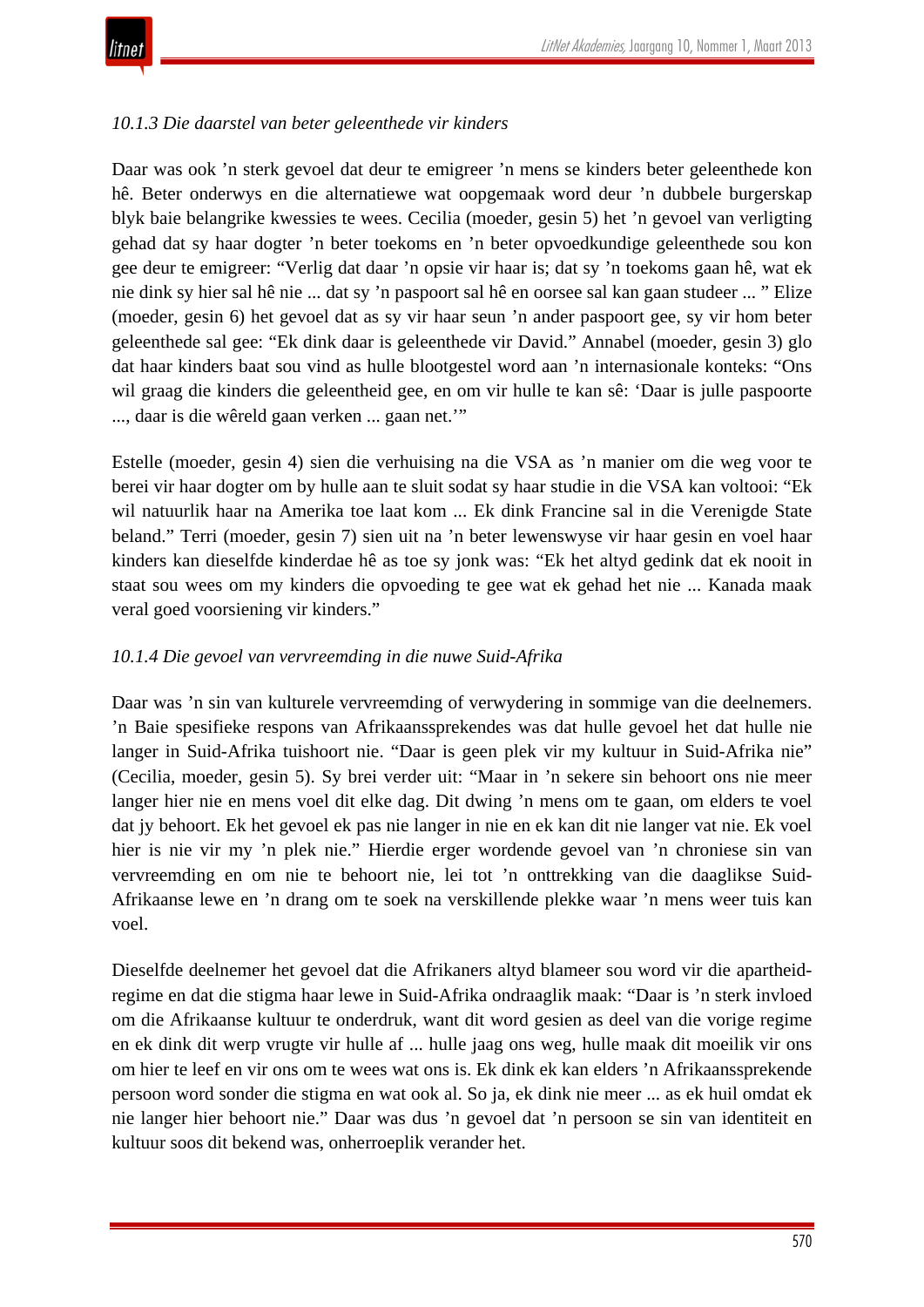*10.1.3 Die daarstel van beter geleenthede vir kinders*

Daar was ook ’n sterk gevoel dat deur te emigreer ’n mens se kinders beter geleenthede kon hê. Beter onderwys en die alternatiewe wat oopgemaak word deur ’n dubbele burgerskap blyk baie belangrike kwessies te wees. Cecilia (moeder, gesin 5) het ’n gevoel van verligting gehad dat sy haar dogter ’n beter toekoms en ’n beter opvoedkundige geleenthede sou kon gee deur te emigreer: “Verlig dat daar ’n opsie vir haar is; dat sy ’n toekoms gaan hê, wat ek nie dink sy hier sal hê nie ... dat sy ’n paspoort sal hê en oorsee sal kan gaan studeer ... ” Elize (moeder, gesin 6) het gevoel dat as sy vir haar seun ’n ander paspoort gee, sy vir hom beter geleenthede sal gee: “Ek dink daar is geleenthede vir David.” Annabel (moeder, gesin 3) glo dat haar kinders baat sou vind as hulle blootgestel word aan ’n internasionale konteks: “Ons wil graag die kinders die geleentheid gee, en om vir hulle te kan sê: ‘Daar is julle paspoorte ..., daar is die wêreld gaan verken ... gaan net.’”

Estelle (moeder, gesin 4) sien die verhuising na die VSA as ’n manier om die weg voor te berei vir haar dogter om by hulle aan te sluit sodat sy haar studie in die VSA kan voltooi: “Ek wil natuurlik haar na Amerika toe laat kom ... Ek dink Francine sal in die Verenigde State beland.” Terri (moeder, gesin 7) sien uit na ’n beter lewenswyse vir haar gesin en voel haar kinders kan dieselfde kinderdae hê as toe sy jonk was: “Ek het altyd gedink dat ek nooit in staat sou wees om my kinders die opvoeding te gee wat ek gehad het nie ... Kanada maak veral goed voorsiening vir kinders.”

*10.1.4 Die gevoel van vervreemding in die nuwe Suid-Afrika*

Daar was ’n sin van kulturele vervreemding of verwydering in sommige van die deelnemers. ’n Baie spesifieke respons van Afrikaanssprekendes was dat hulle gevoel het dat hulle nie langer in Suid-Afrika tuishoort nie. “Daar is geen plek vir my kultuur in Suid-Afrika nie” (Cecilia, moeder, gesin 5). Sy brei verder uit: “Maar in ’n sekere sin behoort ons nie meer langer hier nie en mens voel dit elke dag. Dit dwing ’n mens om te gaan, om elders te voel dat jy behoort. Ek het gevoel ek pas nie langer in nie en ek kan dit nie langer vat nie. Ek voel hier is nie vir my ’n plek nie.” Hierdie erger wordende gevoel van ’n chroniese sin van vervreemding en om nie te behoort nie, lei tot ’n onttrekking van die daaglikse Suid-Afrikaanse lewe en ’n drang om te soek na verskillende plekke waar ’n mens weer tuis kan voel.

Dieselfde deelnemer het gevoel dat die Afrikaners altyd blameer sou word vir die apartheid-regime en dat die stigma haar lewe in Suid-Afrika ondraaglik maak: “Daar is ’n sterk invloed om die Afrikaanse kultuur te onderdruk, want dit word gesien as deel van die vorige regime en ek dink dit werp vrugte vir hulle af ... hulle jaag ons weg, hulle maak dit moeilik vir ons om hier te leef en vir ons om te wees wat ons is. Ek dink ek kan elders ’n Afrikaanssprekende persoon word sonder die stigma en wat ook al. So ja, ek dink nie meer ... as ek huil omdat ek nie langer hier behoort nie.” Daar was dus ’n gevoel dat ’n persoon se sin van identiteit en kultuur soos dit bekend was, onherroeplik verander het.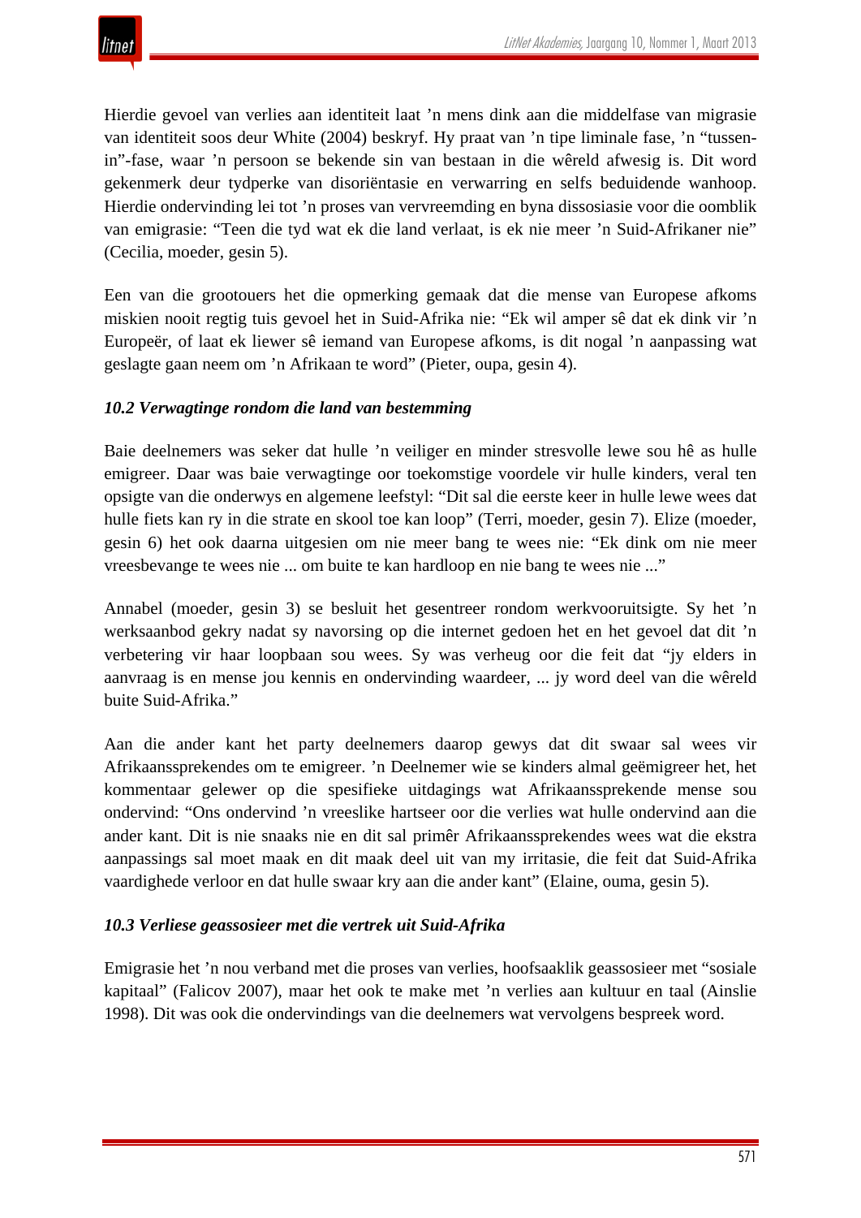Hierdie gevoel van verlies aan identiteit laat ’n mens dink aan die middelfase van migrasie van identiteit soos deur White (2004) beskryf. Hy praat van ’n tipe liminale fase, ’n “tussen-in”-fase, waar ’n persoon se bekende sin van bestaan in die wêreld afwesig is. Dit word gekenmerk deur tydperke van disoriëntasie en verwarring en selfs beduidende wanhoop. Hierdie ondervinding lei tot ’n proses van vervreemding en byna dissosiasie voor die oomblik van emigrasie: “Teen die tyd wat ek die land verlaat, is ek nie meer ’n Suid-Afrikaner nie” (Cecilia, moeder, gesin 5).

Een van die grootouers het die opmerking gemaak dat die mense van Europese afkoms miskien nooit regtig tuis gevoel het in Suid-Afrika nie: “Ek wil amper sê dat ek dink vir ’n Europeër, of laat ek liewer sê iemand van Europese afkoms, is dit nogal ’n aanpassing wat geslagte gaan neem om ’n Afrikaan te word” (Pieter, oupa, gesin 4).

### *10.2 Verwagtinge rondom die land van bestemming*

Baie deelnemers was seker dat hulle ’n veiliger en minder stresvolle lewe sou hê as hulle emigreer. Daar was baie verwagtinge oor toekomstige voordele vir hulle kinders, veral ten opsigte van die onderwys en algemene leefstyl: “Dit sal die eerste keer in hulle lewe wees dat hulle fiets kan ry in die strate en skool toe kan loop” (Terri, moeder, gesin 7). Elize (moeder, gesin 6) het ook daarna uitgesien om nie meer bang te wees nie: “Ek dink om nie meer vreesbevange te wees nie ... om buite te kan hardloop en nie bang te wees nie ...”

Annabel (moeder, gesin 3) se besluit het gesentreer rondom werkvooruitsigte. Sy het ’n werksaanbod gekry nadat sy navorsing op die internet gedoen het en het gevoel dat dit ’n verbetering vir haar loopbaan sou wees. Sy was verheug oor die feit dat “jy elders in aanvraag is en mense jou kennis en ondervinding waardeer, ... jy word deel van die wêreld buite Suid-Afrika.”

Aan die ander kant het party deelnemers daarop gewys dat dit swaar sal wees vir Afrikaanssprekendes om te emigreer. ’n Deelnemer wie se kinders almal geëmigreer het, het kommentaar gelewer op die spesifieke uitdagings wat Afrikaanssprekende mense sou ondervind: “Ons ondervind ’n vreeslike hartseer oor die verlies wat hulle ondervind aan die ander kant. Dit is nie snaaks nie en dit sal primêr Afrikaanssprekendes wees wat die ekstra aanpassings sal moet maak en dit maak deel uit van my irritasie, die feit dat Suid-Afrika vaardighede verloor en dat hulle swaar kry aan die ander kant” (Elaine, ouma, gesin 5).

### *10.3 Verliese geassosieer met die vertrek uit Suid-Afrika*

Emigrasie het ’n nou verband met die proses van verlies, hoofsaaklik geassosieer met “sosiale kapitaal” (Falicov 2007), maar het ook te make met ’n verlies aan kultuur en taal (Ainslie 1998). Dit was ook die ondervindings van die deelnemers wat vervolgens bespreek word.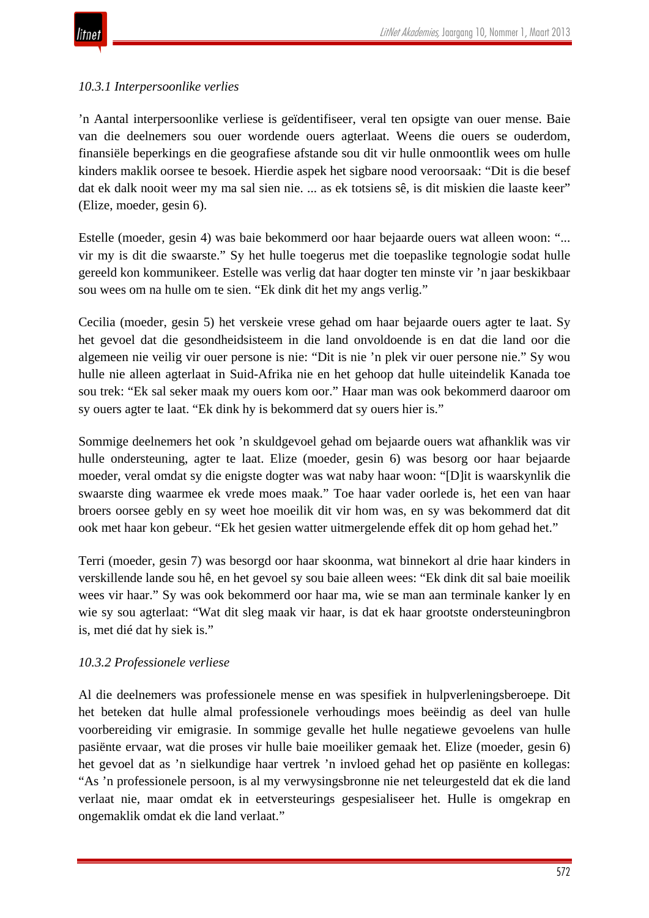*10.3.1 Interpersoonlike verlies*

’n Aantal interpersoonlike verliese is geïdentifiseer, veral ten opsigte van ouer mense. Baie van die deelnemers sou ouer wordende ouers agterlaat. Weens die ouers se ouderdom, finansiële beperkings en die geografiese afstande sou dit vir hulle onmoontlik wees om hulle kinders maklik oorsee te besoek. Hierdie aspek het sigbare nood veroorsaak: “Dit is die besef dat ek dalk nooit weer my ma sal sien nie. ... as ek totsiens sê, is dit miskien die laaste keer” (Elize, moeder, gesin 6).

Estelle (moeder, gesin 4) was baie bekommerd oor haar bejaarde ouers wat alleen woon: “... vir my is dit die swaarste.” Sy het hulle toegerus met die toepaslike tegnologie sodat hulle gereeld kon kommunikeer. Estelle was verlig dat haar dogter ten minste vir ’n jaar beskikbaar sou wees om na hulle om te sien. “Ek dink dit het my angs verlig.”

Cecilia (moeder, gesin 5) het verskeie vrese gehad om haar bejaarde ouers agter te laat. Sy het gevoel dat die gesondheidsisteem in die land onvoldoende is en dat die land oor die algemeen nie veilig vir ouer persone is nie: “Dit is nie ’n plek vir ouer persone nie.” Sy wou hulle nie alleen agterlaat in Suid-Afrika nie en het gehoop dat hulle uiteindelik Kanada toe sou trek: “Ek sal seker maak my ouers kom oor.” Haar man was ook bekommerd daaroor om sy ouers agter te laat. “Ek dink hy is bekommerd dat sy ouers hier is.”

Sommige deelnemers het ook ’n skuldgevoel gehad om bejaarde ouers wat afhanklik was vir hulle ondersteuning, agter te laat. Elize (moeder, gesin 6) was besorg oor haar bejaarde moeder, veral omdat sy die enigste dogter was wat naby haar woon: “[D]it is waarskynlik die swaarste ding waarmee ek vrede moes maak.” Toe haar vader oorlede is, het een van haar broers oorsee gebly en sy weet hoe moeilik dit vir hom was, en sy was bekommerd dat dit ook met haar kon gebeur. “Ek het gesien watter uitmergelende effek dit op hom gehad het.”

Terri (moeder, gesin 7) was besorgd oor haar skoonma, wat binnekort al drie haar kinders in verskillende lande sou hê, en het gevoel sy sou baie alleen wees: “Ek dink dit sal baie moeilik wees vir haar.” Sy was ook bekommerd oor haar ma, wie se man aan terminale kanker ly en wie sy sou agterlaat: “Wat dit sleg maak vir haar, is dat ek haar grootste ondersteuningbron is, met dié dat hy siek is.”

*10.3.2 Professionele verliese*

Al die deelnemers was professionele mense en was spesifiek in hulpverleningsberoepe. Dit het beteken dat hulle almal professionele verhoudings moes beëindig as deel van hulle voorbereiding vir emigrasie. In sommige gevalle het hulle negatiewe gevoelens van hulle pasiënte ervaar, wat die proses vir hulle baie moeiliker gemaak het. Elize (moeder, gesin 6) het gevoel dat as ’n sielkundige haar vertrek ’n invloed gehad het op pasiënte en kollegas: “As ’n professionele persoon, is al my verwysingsbronne nie net teleurgesteld dat ek die land verlaat nie, maar omdat ek in eetversteurings gespesialiseer het. Hulle is omgekrap en ongemaklik omdat ek die land verlaat.”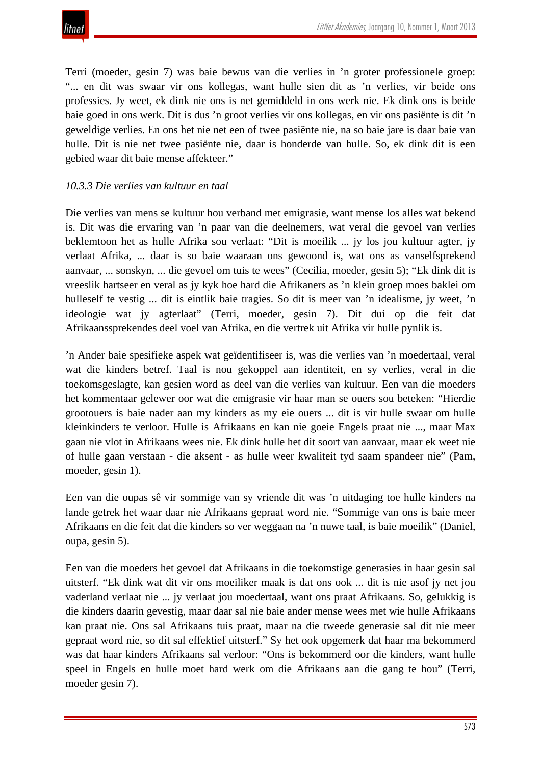Terri (moeder, gesin 7) was baie bewus van die verlies in ’n groter professionele groep: “... en dit was swaar vir ons kollegas, want hulle sien dit as ’n verlies, vir beide ons professies. Jy weet, ek dink nie ons is net gemiddeld in ons werk nie. Ek dink ons is beide baie goed in ons werk. Dit is dus ’n groot verlies vir ons kollegas, en vir ons pasiënte is dit ’n geweldige verlies. En ons het nie net een of twee pasiënte nie, na so baie jare is daar baie van hulle. Dit is nie net twee pasiënte nie, daar is honderde van hulle. So, ek dink dit is een gebied waar dit baie mense affekteer.”

*10.3.3 Die verlies van kultuur en taal*

Die verlies van mens se kultuur hou verband met emigrasie, want mense los alles wat bekend is. Dit was die ervaring van ’n paar van die deelnemers, wat veral die gevoel van verlies beklemtoon het as hulle Afrika sou verlaat: “Dit is moeilik ... jy los jou kultuur agter, jy verlaat Afrika, ... daar is so baie waaraan ons gewoond is, wat ons as vanselfsprekend aanvaar, ... sonskyn, ... die gevoel om tuis te wees” (Cecilia, moeder, gesin 5); “Ek dink dit is vreeslik hartseer en veral as jy kyk hoe hard die Afrikaners as ’n klein groep moes baklei om hulleself te vestig ... dit is eintlik baie tragies. So dit is meer van ’n idealisme, jy weet, ’n ideologie wat jy agterlaat” (Terri, moeder, gesin 7). Dit dui op die feit dat Afrikaanssprekendes deel voel van Afrika, en die vertrek uit Afrika vir hulle pynlik is.

’n Ander baie spesifieke aspek wat geïdentifiseer is, was die verlies van ’n moedertaal, veral wat die kinders betref. Taal is nou gekoppel aan identiteit, en sy verlies, veral in die toekomsgeslagte, kan gesien word as deel van die verlies van kultuur. Een van die moeders het kommentaar gelewer oor wat die emigrasie vir haar man se ouers sou beteken: “Hierdie grootouers is baie nader aan my kinders as my eie ouers ... dit is vir hulle swaar om hulle kleinkinders te verloor. Hulle is Afrikaans en kan nie goeie Engels praat nie ..., maar Max gaan nie vlot in Afrikaans wees nie. Ek dink hulle het dit soort van aanvaar, maar ek weet nie of hulle gaan verstaan - die aksent - as hulle weer kwaliteit tyd saam spandeer nie” (Pam, moeder, gesin 1).

Een van die oupas sê vir sommige van sy vriende dit was ’n uitdaging toe hulle kinders na lande getrek het waar daar nie Afrikaans gepraat word nie. “Sommige van ons is baie meer Afrikaans en die feit dat die kinders so ver weggaan na ’n nuwe taal, is baie moeilik” (Daniel, oupa, gesin 5).

Een van die moeders het gevoel dat Afrikaans in die toekomstige generasies in haar gesin sal uitsterf. “Ek dink wat dit vir ons moeiliker maak is dat ons ook ... dit is nie asof jy net jou vaderland verlaat nie ... jy verlaat jou moedertaal, want ons praat Afrikaans. So, gelukkig is die kinders daarin gevestig, maar daar sal nie baie ander mense wees met wie hulle Afrikaans kan praat nie. Ons sal Afrikaans tuis praat, maar na die tweede generasie sal dit nie meer gepraat word nie, so dit sal effektief uitsterf.” Sy het ook opgemerk dat haar ma bekommerd was dat haar kinders Afrikaans sal verloor: “Ons is bekommerd oor die kinders, want hulle speel in Engels en hulle moet hard werk om die Afrikaans aan die gang te hou” (Terri, moeder gesin 7).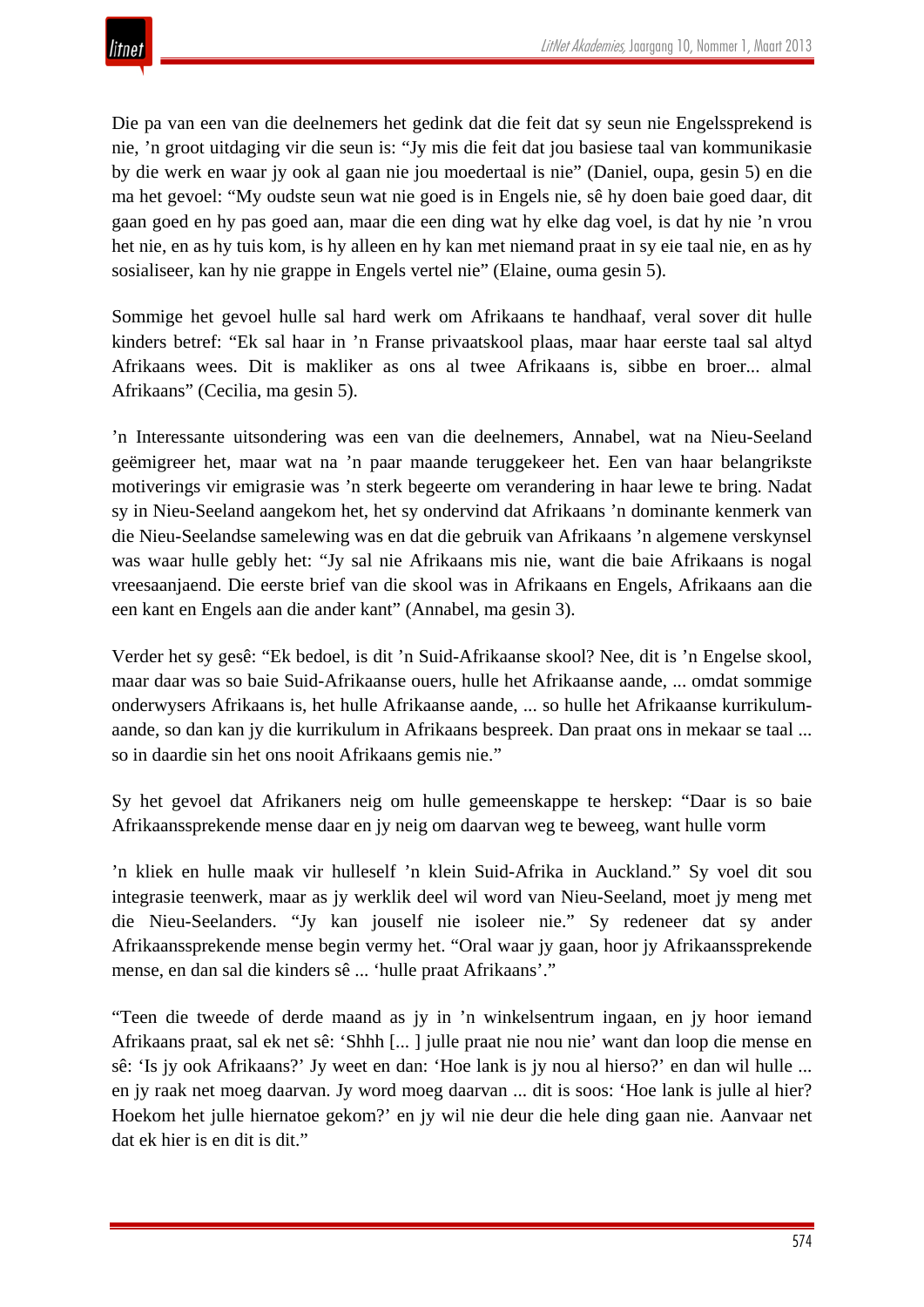Die pa van een van die deelnemers het gedink dat die feit dat sy seun nie Engelssprekend is nie, ’n groot uitdaging vir die seun is: “Jy mis die feit dat jou basiese taal van kommunikasie by die werk en waar jy ook al gaan nie jou moedertaal is nie” (Daniel, oupa, gesin 5) en die ma het gevoel: “My oudste seun wat nie goed is in Engels nie, sê hy doen baie goed daar, dit gaan goed en hy pas goed aan, maar die een ding wat hy elke dag voel, is dat hy nie ’n vrou het nie, en as hy tuis kom, is hy alleen en hy kan met niemand praat in sy eie taal nie, en as hy sosialiseer, kan hy nie grappe in Engels vertel nie” (Elaine, ouma gesin 5).

Sommige het gevoel hulle sal hard werk om Afrikaans te handhaaf, veral sover dit hulle kinders betref: “Ek sal haar in ’n Franse privaatskool plaas, maar haar eerste taal sal altyd Afrikaans wees. Dit is makliker as ons al twee Afrikaans is, sibbe en broer... almal Afrikaans” (Cecilia, ma gesin 5).

’n Interessante uitsondering was een van die deelnemers, Annabel, wat na Nieu-Seeland geëmigreer het, maar wat na ’n paar maande teruggekeer het. Een van haar belangrikste motiverings vir emigrasie was ’n sterk begeerte om verandering in haar lewe te bring. Nadat sy in Nieu-Seeland aangekom het, het sy ondervind dat Afrikaans ’n dominante kenmerk van die Nieu-Seelandse samelewing was en dat die gebruik van Afrikaans ’n algemene verskynsel was waar hulle gebly het: “Jy sal nie Afrikaans mis nie, want die baie Afrikaans is nogal vreesaanjaend. Die eerste brief van die skool was in Afrikaans en Engels, Afrikaans aan die een kant en Engels aan die ander kant” (Annabel, ma gesin 3).

Verder het sy gesê: “Ek bedoel, is dit ’n Suid-Afrikaanse skool? Nee, dit is ’n Engelse skool, maar daar was so baie Suid-Afrikaanse ouers, hulle het Afrikaanse aande, ... omdat sommige onderwysers Afrikaans is, het hulle Afrikaanse aande, ... so hulle het Afrikaanse kurrikulum-aande, so dan kan jy die kurrikulum in Afrikaans bespreek. Dan praat ons in mekaar se taal ... so in daardie sin het ons nooit Afrikaans gemis nie.”

Sy het gevoel dat Afrikaners neig om hulle gemeenskappe te herskep: “Daar is so baie Afrikaanssprekende mense daar en jy neig om daarvan weg te beweeg, want hulle vorm ’n kliek en hulle maak vir hulleself ’n klein Suid-Afrika in Auckland.” Sy voel dit sou integrasie teenwerk, maar as jy werklik deel wil word van Nieu-Seeland, moet jy meng met die Nieu-Seelanders. “Jy kan jouself nie isoleer nie.” Sy redeneer dat sy ander Afrikaanssprekende mense begin vermy het. “Oral waar jy gaan, hoor jy Afrikaanssprekende mense, en dan sal die kinders sê ... ‘hulle praat Afrikaans’.”

“Teen die tweede of derde maand as jy in ’n winkelsentrum ingaan, en jy hoor iemand Afrikaans praat, sal ek net sê: ‘Shhh [... ] julle praat nie nou nie’ want dan loop die mense en sê: ‘Is jy ook Afrikaans?’ Jy weet en dan: ‘Hoe lank is jy nou al hierso?’ en dan wil hulle ... en jy raak net moeg daarvan. Jy word moeg daarvan ... dit is soos: ‘Hoe lank is julle al hier? Hoekom het julle hiernatoe gekom?’ en jy wil nie deur die hele ding gaan nie. Aanvaar net dat ek hier is en dit is dit.”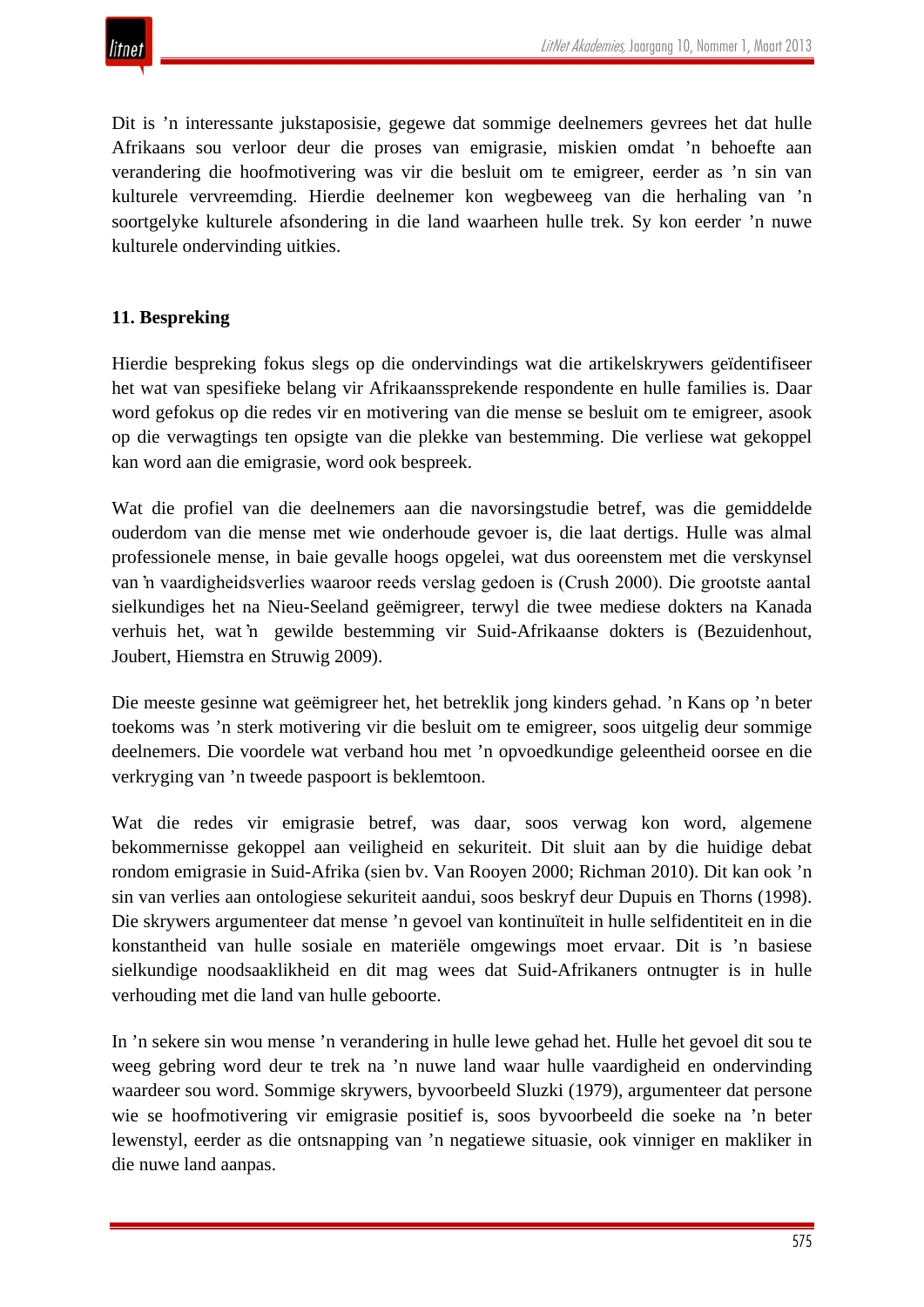Dit is ’n interessante jukstaposisie, gegewe dat sommige deelnemers gevrees het dat hulle Afrikaans sou verloor deur die proses van emigrasie, miskien omdat ’n behoefte aan verandering die hoofmotivering was vir die besluit om te emigreer, eerder as ’n sin van kulturele vervreemding. Hierdie deelnemer kon wegbeweeg van die herhaling van ’n soortgelyke kulturele afsondering in die land waarheen hulle trek. Sy kon eerder ’n nuwe kulturele ondervinding uitkies.

### 11. Bespreking

Hierdie bespreking fokus slegs op die ondervindings wat die artikelskrywers geïdentifiseer het wat van spesifieke belang vir Afrikaanssprekende respondente en hulle families is. Daar word gefokus op die redes vir en motivering van die mense se besluit om te emigreer, asook op die verwagtings ten opsigte van die plekke van bestemming. Die verliese wat gekoppel kan word aan die emigrasie, word ook bespreek.

Wat die profiel van die deelnemers aan die navorsingstudie betref, was die gemiddelde ouderdom van die mense met wie onderhoude gevoer is, die laat dertigs. Hulle was almal professionele mense, in baie gevalle hoogs opgelei, wat dus ooreenstem met die verskynsel van ’n vaardigheidsverlies waaroor reeds verslag gedoen is (Crush 2000). Die grootste aantal sielkundiges het na Nieu-Seeland geëmigreer, terwyl die twee mediese dokters na Kanada verhuis het, wat ’n gewilde bestemming vir Suid-Afrikaanse dokters is (Bezuidenhout, Joubert, Hiemstra en Struwig 2009).

Die meeste gesinne wat geëmigreer het, het betreklik jong kinders gehad. ’n Kans op ’n beter toekoms was ’n sterk motivering vir die besluit om te emigreer, soos uitgelig deur sommige deelnemers. Die voordele wat verband hou met ’n opvoedkundige geleentheid oorsee en die verkryging van ’n tweede paspoort is beklemtoon.

Wat die redes vir emigrasie betref, was daar, soos verwag kon word, algemene bekommernisse gekoppel aan veiligheid en sekuriteit. Dit sluit aan by die huidige debat rondom emigrasie in Suid-Afrika (sien bv. Van Rooyen 2000; Richman 2010). Dit kan ook ’n sin van verlies aan ontologiese sekuriteit aandui, soos beskryf deur Dupuis en Thorns (1998). Die skrywers argumenteer dat mense ’n gevoel van kontinuïteit in hulle selfidentiteit en in die konstantheid van hulle sosiale en materiële omgewings moet ervaar. Dit is ’n basiese sielkundige noodsaaklikheid en dit mag wees dat Suid-Afrikaners ontnugter is in hulle verhouding met die land van hulle geboorte.

In ’n sekere sin wou mense ’n verandering in hulle lewe gehad het. Hulle het gevoel dit sou te weeg gebring word deur te trek na ’n nuwe land waar hulle vaardigheid en ondervinding waardeer sou word. Sommige skrywers, byvoorbeeld Sluzki (1979), argumenteer dat persone wie se hoofmotivering vir emigrasie positief is, soos byvoorbeeld die soeke na ’n beter lewenstyl, eerder as die ontsnapping van ’n negatiewe situasie, ook vinniger en makliker in die nuwe land aanpas.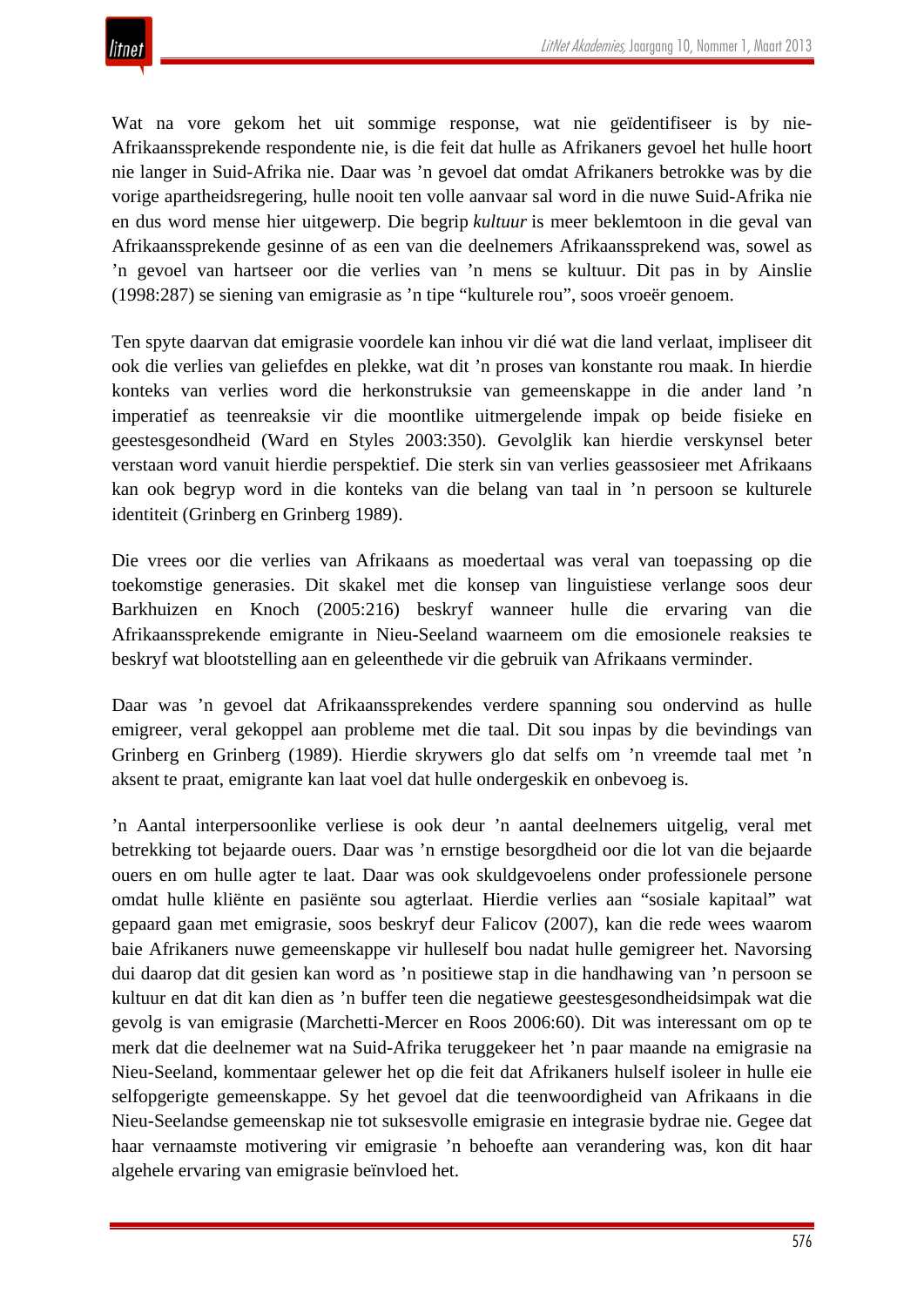Wat na vore gekom het uit sommige response, wat nie geïdentifiseer is by nie-Afrikaanssprekende respondente nie, is die feit dat hulle as Afrikaners gevoel het hulle hoort nie langer in Suid-Afrika nie. Daar was ’n gevoel dat omdat Afrikaners betrokke was by die vorige apartheidsregering, hulle nooit ten volle aanvaar sal word in die nuwe Suid-Afrika nie en dus word mense hier uitgewerp. Die begrip *kultuur* is meer beklemtoon in die geval van Afrikaanssprekende gesinne of as een van die deelnemers Afrikaanssprekend was, sowel as ’n gevoel van hartseer oor die verlies van ’n mens se kultuur. Dit pas in by Ainslie (1998:287) se siening van emigrasie as ’n tipe “kulturele rou”, soos vroeër genoem.

Ten spyte daarvan dat emigrasie voordele kan inhou vir dié wat die land verlaat, impliseer dit ook die verlies van geliefdes en plekke, wat dit ’n proses van konstante rou maak. In hierdie konteks van verlies word die herkonstruksie van gemeenskappe in die ander land ’n imperatief as teenreaksie vir die moontlike uitmergelende impak op beide fisieke en geestesgesondheid (Ward en Styles 2003:350). Gevolglik kan hierdie verskynsel beter verstaan word vanuit hierdie perspektief. Die sterk sin van verlies geassosieer met Afrikaans kan ook begryp word in die konteks van die belang van taal in ’n persoon se kulturele identiteit (Grinberg en Grinberg 1989).

Die vrees oor die verlies van Afrikaans as moedertaal was veral van toepassing op die toekomstige generasies. Dit skakel met die konsep van linguistiese verlange soos deur Barkhuizen en Knoch (2005:216) beskryf wanneer hulle die ervaring van die Afrikaanssprekende emigrante in Nieu-Seeland waarneem om die emosionele reaksies te beskryf wat blootstelling aan en geleenthede vir die gebruik van Afrikaans verminder.

Daar was ’n gevoel dat Afrikaanssprekendes verdere spanning sou ondervind as hulle emigreer, veral gekoppel aan probleme met die taal. Dit sou inpas by die bevindings van Grinberg en Grinberg (1989). Hierdie skrywers glo dat selfs om ’n vreemde taal met ’n aksent te praat, emigrante kan laat voel dat hulle ondergeskik en onbevoeg is.

’n Aantal interpersoonlike verliese is ook deur ’n aantal deelnemers uitgelig, veral met betrekking tot bejaarde ouers. Daar was ’n ernstige besorgdheid oor die lot van die bejaarde ouers en om hulle agter te laat. Daar was ook skuldgevoelens onder professionele persone omdat hulle kliënte en pasiënte sou agterlaat. Hierdie verlies aan “sosiale kapitaal” wat gepaard gaan met emigrasie, soos beskryf deur Falicov (2007), kan die rede wees waarom baie Afrikaners nuwe gemeenskappe vir hulleself bou nadat hulle gemigreer het. Navorsing dui daarop dat dit gesien kan word as ’n positiewe stap in die handhawing van ’n persoon se kultuur en dat dit kan dien as ’n buffer teen die negatiewe geestesgesondheidsimpak wat die gevolg is van emigrasie (Marchetti-Mercer en Roos 2006:60). Dit was interessant om op te merk dat die deelnemer wat na Suid-Afrika teruggekeer het ’n paar maande na emigrasie na Nieu-Seeland, kommentaar gelewer het op die feit dat Afrikaners hulself isoleer in hulle eie selfopgerigte gemeenskappe. Sy het gevoel dat die teenwoordigheid van Afrikaans in die Nieu-Seelandse gemeenskap nie tot suksesvolle emigrasie en integrasie bydrae nie. Gegee dat haar vernaamste motivering vir emigrasie ’n behoefte aan verandering was, kon dit haar algehele ervaring van emigrasie beïnvloed het.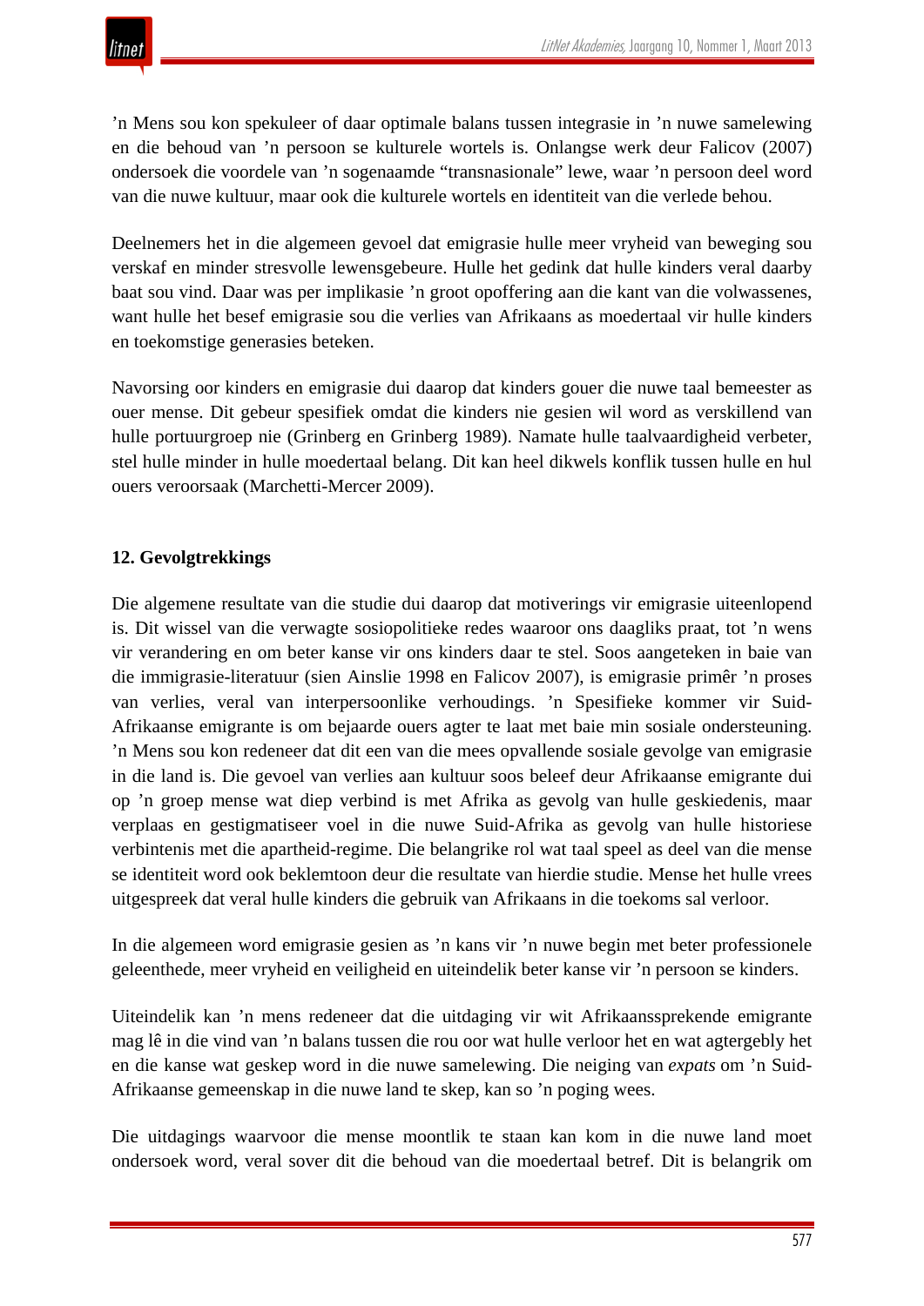’n Mens sou kon spekuleer of daar optimale balans tussen integrasie in ’n nuwe samelewing en die behoud van ’n persoon se kulturele wortels is. Onlangse werk deur Falicov (2007) ondersoek die voordele van ’n sogenaamde “transnasionale” lewe, waar ’n persoon deel word van die nuwe kultuur, maar ook die kulturele wortels en identiteit van die verlede behou.

Deelnemers het in die algemeen gevoel dat emigrasie hulle meer vryheid van beweging sou verskaf en minder stresvolle lewensgebeure. Hulle het gedink dat hulle kinders veral daarby baat sou vind. Daar was per implikasie ’n groot opoffering aan die kant van die volwassenes, want hulle het besef emigrasie sou die verlies van Afrikaans as moedertaal vir hulle kinders en toekomstige generasies beteken.

Navorsing oor kinders en emigrasie dui daarop dat kinders gouer die nuwe taal bemeester as ouer mense. Dit gebeur spesifiek omdat die kinders nie gesien wil word as verskillend van hulle portuurgroep nie (Grinberg en Grinberg 1989). Namate hulle taalvaardigheid verbeter, stel hulle minder in hulle moedertaal belang. Dit kan heel dikwels konflik tussen hulle en hul ouers veroorsaak (Marchetti-Mercer 2009).

## 12. Gevolgtrekkings

Die algemene resultate van die studie dui daarop dat motiverings vir emigrasie uiteenlopend is. Dit wissel van die verwagte sosiopolitieke redes waaroor ons daagliks praat, tot ’n wens vir verandering en om beter kanse vir ons kinders daar te stel. Soos aangeteken in baie van die immigrasie-literatuur (sien Ainslie 1998 en Falicov 2007), is emigrasie primêr ’n proses van verlies, veral van interpersoonlike verhoudings. ’n Spesifieke kommer vir Suid-Afrikaanse emigrante is om bejaarde ouers agter te laat met baie min sosiale ondersteuning. ’n Mens sou kon redeneer dat dit een van die mees opvallende sosiale gevolge van emigrasie in die land is. Die gevoel van verlies aan kultuur soos beleef deur Afrikaanse emigrante dui op ’n groep mense wat diep verbind is met Afrika as gevolg van hulle geskiedenis, maar verplaas en gestigmatiseer voel in die nuwe Suid-Afrika as gevolg van hulle historiese verbintenis met die apartheid-regime. Die belangrike rol wat taal speel as deel van die mense se identiteit word ook beklemtoon deur die resultate van hierdie studie. Mense het hulle vrees uitgespreek dat veral hulle kinders die gebruik van Afrikaans in die toekoms sal verloor.

In die algemeen word emigrasie gesien as ’n kans vir ’n nuwe begin met beter professionele geleenthede, meer vryheid en veiligheid en uiteindelik beter kanse vir ’n persoon se kinders.

Uiteindelik kan ’n mens redeneer dat die uitdaging vir wit Afrikaanssprekende emigrante mag lê in die vind van ’n balans tussen die rou oor wat hulle verloor het en wat agtergebly het en die kanse wat geskep word in die nuwe samelewing. Die neiging van *expats* om ’n Suid-Afrikaanse gemeenskap in die nuwe land te skep, kan so ’n poging wees.

Die uitdagings waarvoor die mense moontlik te staan kan kom in die nuwe land moet ondersoek word, veral sover dit die behoud van die moedertaal betref. Dit is belangrik om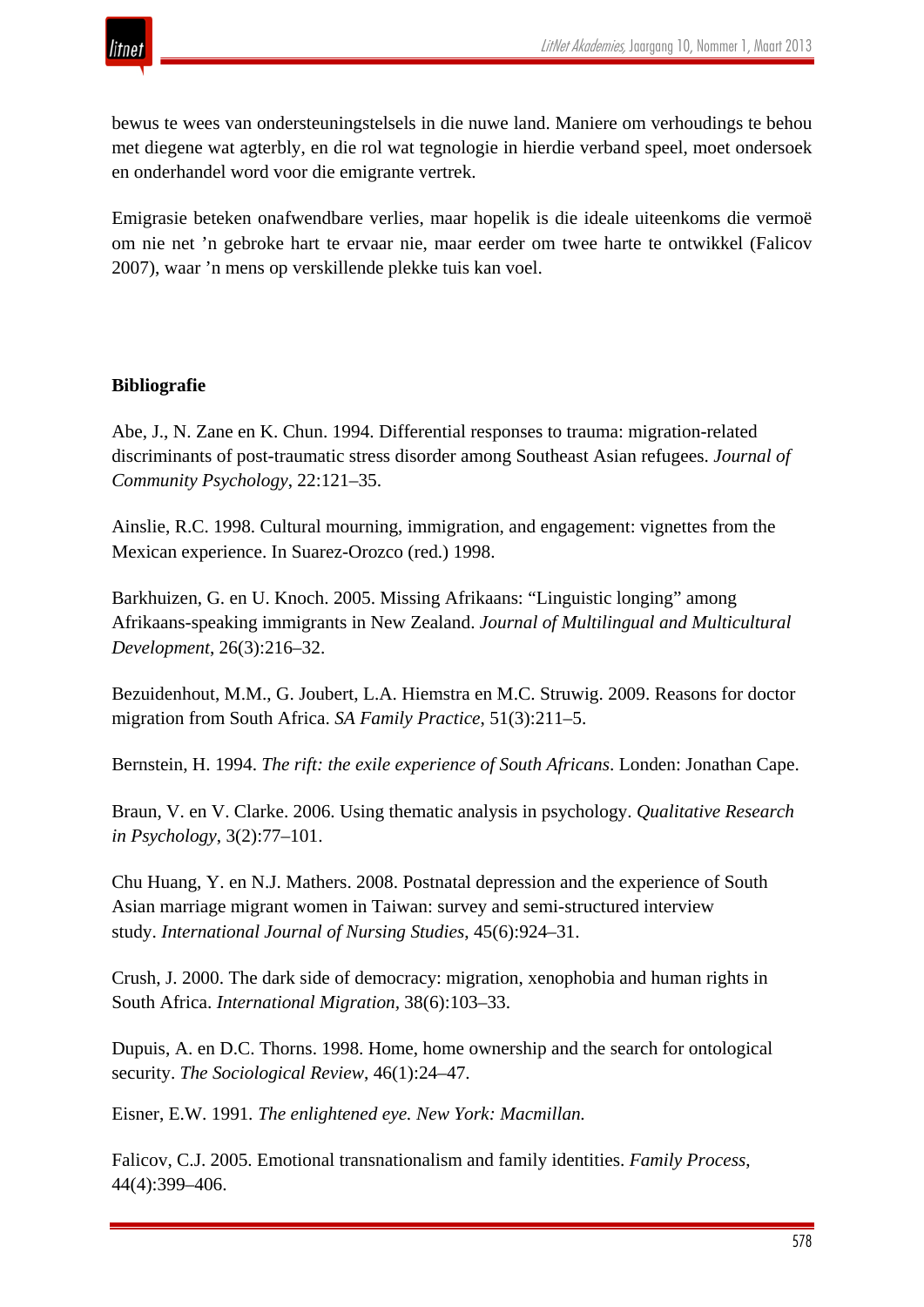bewus te wees van ondersteuningstelsels in die nuwe land. Maniere om verhoudings te behou met diegene wat agterbly, en die rol wat tegnologie in hierdie verband speel, moet ondersoek en onderhandel word voor die emigrante vertrek.

Emigrasie beteken onafwendbare verlies, maar hopelik is die ideale uiteenkoms die vermoë om nie net ’n gebroke hart te ervaar nie, maar eerder om twee harte te ontwikkel (Falicov 2007), waar ’n mens op verskillende plekke tuis kan voel.

**Bibliografie**

Abe, J., N. Zane en K. Chun. 1994. Differential responses to trauma: migration-related discriminants of post-traumatic stress disorder among Southeast Asian refugees. *Journal of Community Psychology*, 22:121–35.

Ainslie, R.C. 1998. Cultural mourning, immigration, and engagement: vignettes from the Mexican experience. In Suarez-Orozco (red.) 1998.

Barkhuizen, G. en U. Knoch. 2005. Missing Afrikaans: “Linguistic longing” among Afrikaans-speaking immigrants in New Zealand. *Journal of Multilingual and Multicultural Development*, 26(3):216–32.

Bezuidenhout, M.M., G. Joubert, L.A. Hiemstra en M.C. Struwig. 2009. Reasons for doctor migration from South Africa. *SA Family Practice*, 51(3):211–5.

Bernstein, H. 1994. *The rift: the exile experience of South Africans*. Londen: Jonathan Cape.

Braun, V. en V. Clarke. 2006. Using thematic analysis in psychology. *Qualitative Research in Psychology*, 3(2):77–101.

Chu Huang, Y. en N.J. Mathers. 2008. Postnatal depression and the experience of South Asian marriage migrant women in Taiwan: survey and semi-structured interview study. *International Journal of Nursing Studies*, 45(6):924–31.

Crush, J. 2000. The dark side of democracy: migration, xenophobia and human rights in South Africa. *International Migration*, 38(6):103–33.

Dupuis, A. en D.C. Thorns. 1998. Home, home ownership and the search for ontological security. *The Sociological Review*, 46(1):24–47.

Eisner, E.W. 1991. *The enlightened eye. New York: Macmillan.*

Falicov, C.J. 2005. Emotional transnationalism and family identities. *Family Process*, 44(4):399–406.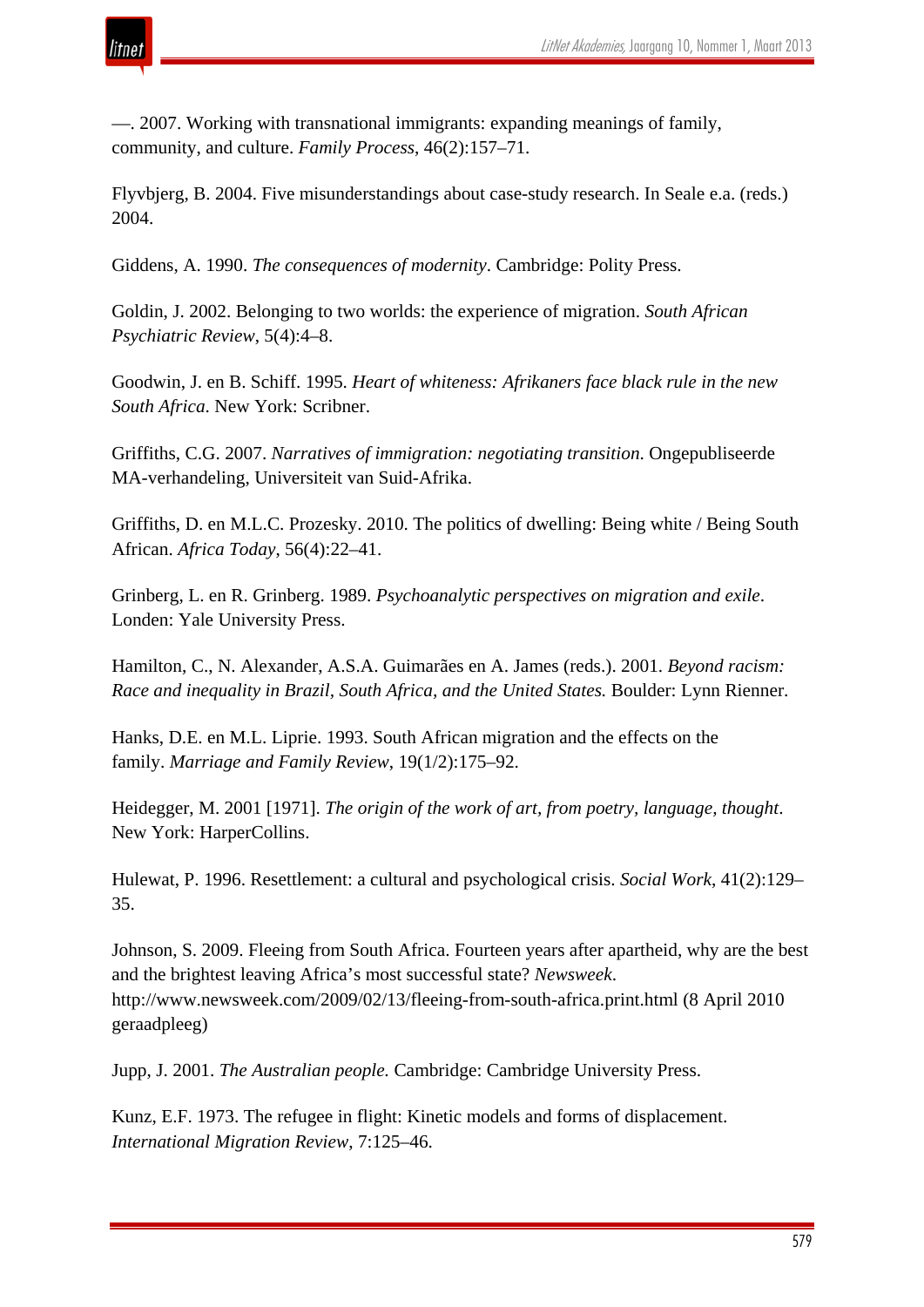—. 2007. Working with transnational immigrants: expanding meanings of family, community, and culture. *Family Process*, 46(2):157–71.

Flyvbjerg, B. 2004. Five misunderstandings about case-study research. In Seale e.a. (reds.) 2004.

Giddens, A. 1990. *The consequences of modernity*. Cambridge: Polity Press.

Goldin, J. 2002. Belonging to two worlds: the experience of migration. *South African Psychiatric Review*, 5(4):4–8.

Goodwin, J. en B. Schiff. 1995. *Heart of whiteness: Afrikaners face black rule in the new South Africa*. New York: Scribner.

Griffiths, C.G. 2007. *Narratives of immigration: negotiating transition*. Ongepubliseerde MA-verhandeling, Universiteit van Suid-Afrika.

Griffiths, D. en M.L.C. Prozesky. 2010. The politics of dwelling: Being white / Being South African. *Africa Today*, 56(4):22–41.

Grinberg, L. en R. Grinberg. 1989. *Psychoanalytic perspectives on migration and exile*. Londen: Yale University Press.

Hamilton, C., N. Alexander, A.S.A. Guimarães en A. James (reds.). 2001. *Beyond racism: Race and inequality in Brazil, South Africa, and the United States.* Boulder: Lynn Rienner.

Hanks, D.E. en M.L. Liprie. 1993. South African migration and the effects on the family. *Marriage and Family Review*, 19(1/2):175–92.

Heidegger, M. 2001 [1971]. *The origin of the work of art, from poetry, language, thought*. New York: HarperCollins.

Hulewat, P. 1996. Resettlement: a cultural and psychological crisis. *Social Work*, 41(2):129–35.

Johnson, S. 2009. Fleeing from South Africa. Fourteen years after apartheid, why are the best and the brightest leaving Africa's most successful state? *Newsweek.* http://www.newsweek.com/2009/02/13/fleeing-from-south-africa.print.html (8 April 2010 geraadpleeg)

Jupp, J. 2001. *The Australian people.* Cambridge: Cambridge University Press.

Kunz, E.F. 1973. The refugee in flight: Kinetic models and forms of displacement. *International Migration Review*, 7:125–46.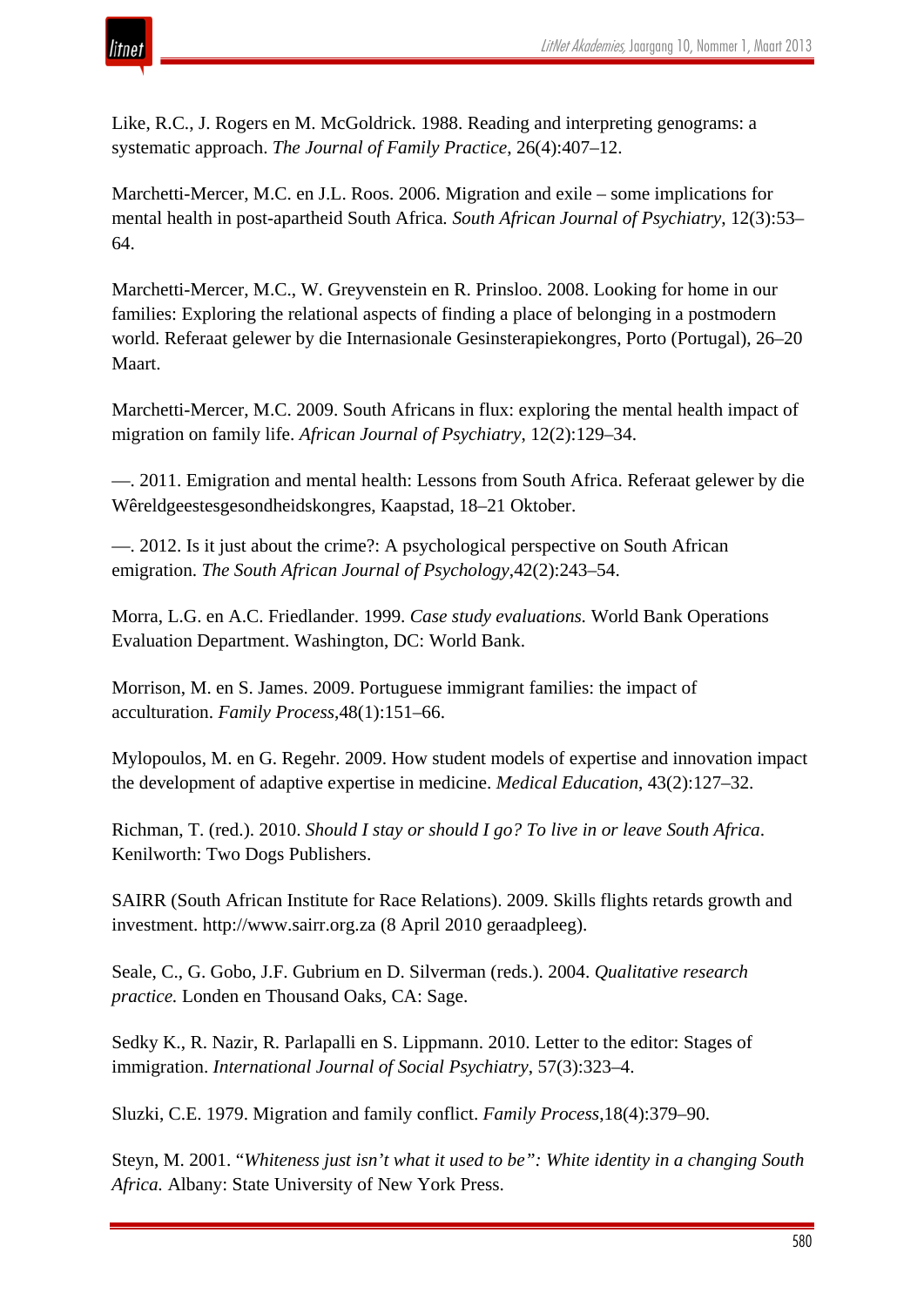Like, R.C., J. Rogers en M. McGoldrick. 1988. Reading and interpreting genograms: a systematic approach. *The Journal of Family Practice*, 26(4):407–12.

Marchetti-Mercer, M.C. en J.L. Roos. 2006. Migration and exile – some implications for mental health in post-apartheid South Africa*.* *South African Journal of Psychiatry*, 12(3):53–64.

Marchetti-Mercer, M.C., W. Greyvenstein en R. Prinsloo. 2008. Looking for home in our families: Exploring the relational aspects of finding a place of belonging in a postmodern world. Referaat gelewer by die Internasionale Gesinsterapiekongres, Porto (Portugal), 26–20 Maart.

Marchetti-Mercer, M.C. 2009. South Africans in flux: exploring the mental health impact of migration on family life. *African Journal of Psychiatry*, 12(2):129–34.

—. 2011. Emigration and mental health: Lessons from South Africa. Referaat gelewer by die Wêreldgeestesgesondheidskongres, Kaapstad, 18–21 Oktober.

—. 2012. Is it just about the crime?: A psychological perspective on South African emigration*.* *The South African Journal of Psychology*,42(2):243–54.

Morra, L.G. en A.C. Friedlander. 1999. *Case study evaluations.* World Bank Operations Evaluation Department. Washington, DC: World Bank.

Morrison, M. en S. James. 2009. Portuguese immigrant families: the impact of acculturation. *Family Process*,48(1):151–66.

Mylopoulos, M. en G. Regehr. 2009. How student models of expertise and innovation impact the development of adaptive expertise in medicine. *Medical Education*, 43(2):127–32.

Richman, T. (red.). 2010. *Should I stay or should I go? To live in or leave South Africa*. Kenilworth: Two Dogs Publishers.

SAIRR (South African Institute for Race Relations). 2009. Skills flights retards growth and investment. http://www.sairr.org.za (8 April 2010 geraadpleeg).

Seale, C., G. Gobo, J.F. Gubrium en D. Silverman (reds.). 2004. *Qualitative research practice.* Londen en Thousand Oaks, CA: Sage.

Sedky K., R. Nazir, R. Parlapalli en S. Lippmann. 2010. Letter to the editor: Stages of immigration. *International Journal of Social Psychiatry*, 57(3):323–4.

Sluzki, C.E. 1979. Migration and family conflict. *Family Process*,18(4):379–90.

Steyn, M. 2001. "*Whiteness just isn't what it used to be": White identity in a changing South Africa.* Albany: State University of New York Press.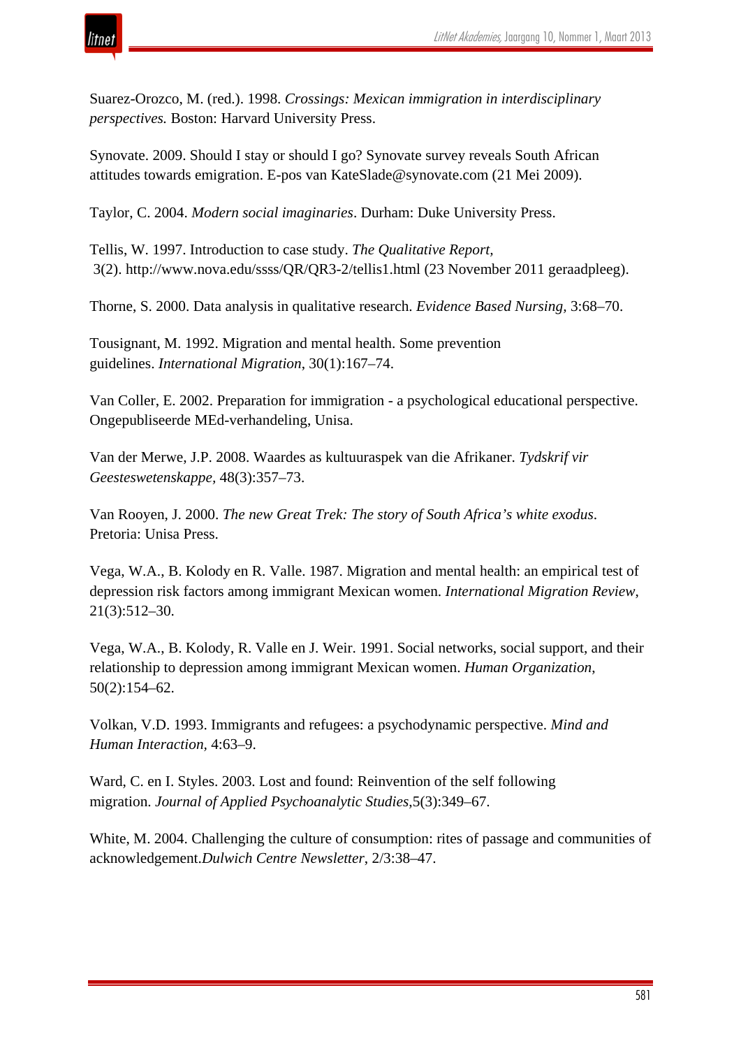Suarez-Orozco, M. (red.). 1998. *Crossings: Mexican immigration in interdisciplinary perspectives.* Boston: Harvard University Press.

Synovate. 2009. Should I stay or should I go? Synovate survey reveals South African attitudes towards emigration. E-pos van KateSlade@synovate.com (21 Mei 2009).

Taylor, C. 2004. *Modern social imaginaries*. Durham: Duke University Press.

Tellis, W. 1997. Introduction to case study. *The Qualitative Report,* 3(2). http://www.nova.edu/ssss/QR/QR3-2/tellis1.html (23 November 2011 geraadpleeg).

Thorne, S. 2000. Data analysis in qualitative research. *Evidence Based Nursing*, 3:68–70.

Tousignant, M. 1992. Migration and mental health. Some prevention guidelines. *International Migration*, 30(1):167–74.

Van Coller, E. 2002. Preparation for immigration - a psychological educational perspective. Ongepubliseerde MEd-verhandeling, Unisa.

Van der Merwe, J.P. 2008. Waardes as kultuuraspek van die Afrikaner. *Tydskrif vir Geesteswetenskappe*, 48(3):357–73.

Van Rooyen, J. 2000. *The new Great Trek: The story of South Africa's white exodus*. Pretoria: Unisa Press.

Vega, W.A., B. Kolody en R. Valle. 1987. Migration and mental health: an empirical test of depression risk factors among immigrant Mexican women. *International Migration Review*, 21(3):512–30.

Vega, W.A., B. Kolody, R. Valle en J. Weir. 1991. Social networks, social support, and their relationship to depression among immigrant Mexican women. *Human Organization*, 50(2):154–62.

Volkan, V.D. 1993. Immigrants and refugees: a psychodynamic perspective. *Mind and Human Interaction*, 4:63–9.

Ward, C. en I. Styles. 2003. Lost and found: Reinvention of the self following migration. *Journal of Applied Psychoanalytic Studies*,5(3):349–67.

White, M. 2004. Challenging the culture of consumption: rites of passage and communities of acknowledgement.*Dulwich Centre Newsletter*, 2/3:38–47.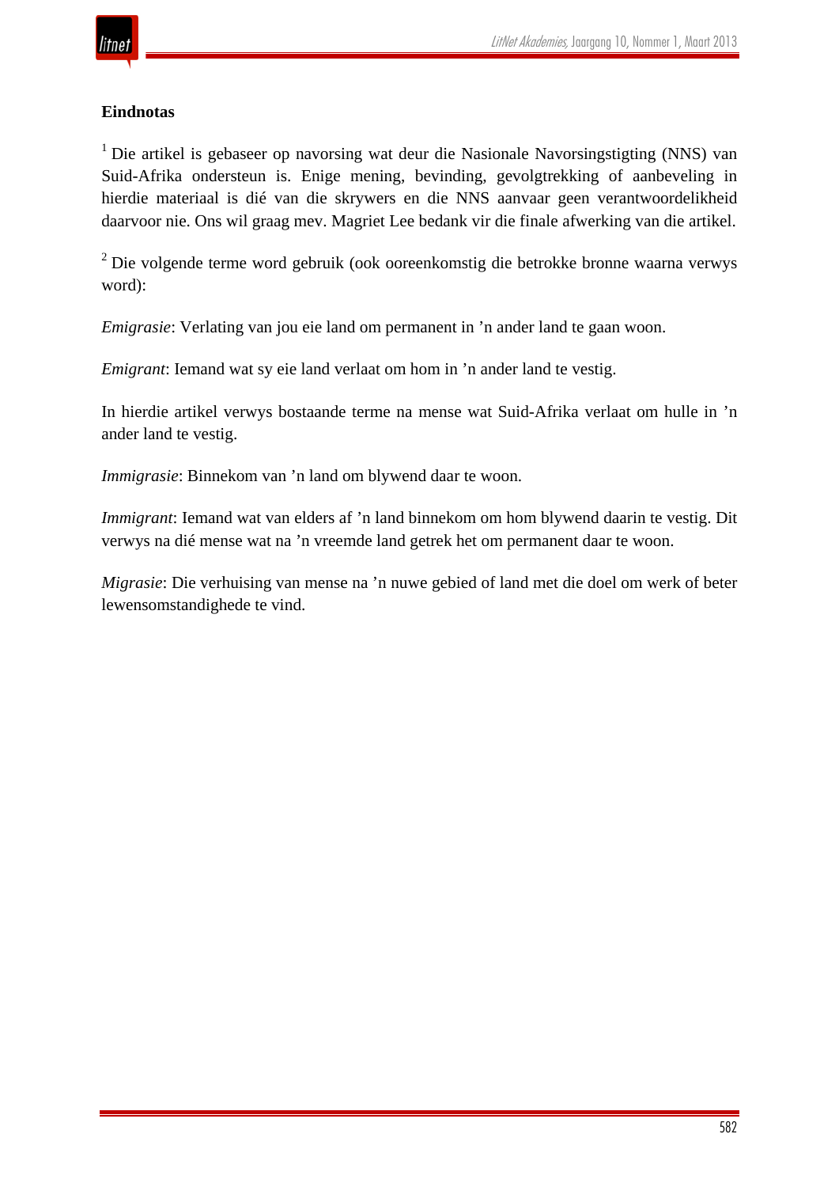## Eindnotas

[1] Die artikel is gebaseer op navorsing wat deur die Nasionale Navorsingstigting (NNS) van Suid-Afrika ondersteun is. Enige mening, bevinding, gevolgtrekking of aanbeveling in hierdie materiaal is dié van die skrywers en die NNS aanvaar geen verantwoordelikheid daarvoor nie. Ons wil graag mev. Magriet Lee bedank vir die finale afwerking van die artikel.

[2] Die volgende terme word gebruik (ook ooreenkomstig die betrokke bronne waarna verwys word):

*Emigrasie*: Verlating van jou eie land om permanent in ’n ander land te gaan woon.

*Emigrant*: Iemand wat sy eie land verlaat om hom in ’n ander land te vestig.

In hierdie artikel verwys bostaande terme na mense wat Suid-Afrika verlaat om hulle in ’n ander land te vestig.

*Immigrasie*: Binnekom van ’n land om blywend daar te woon.

*Immigrant*: Iemand wat van elders af ’n land binnekom om hom blywend daarin te vestig. Dit verwys na dié mense wat na ’n vreemde land getrek het om permanent daar te woon.

*Migrasie*: Die verhuising van mense na ’n nuwe gebied of land met die doel om werk of beter lewensomstandighede te vind.